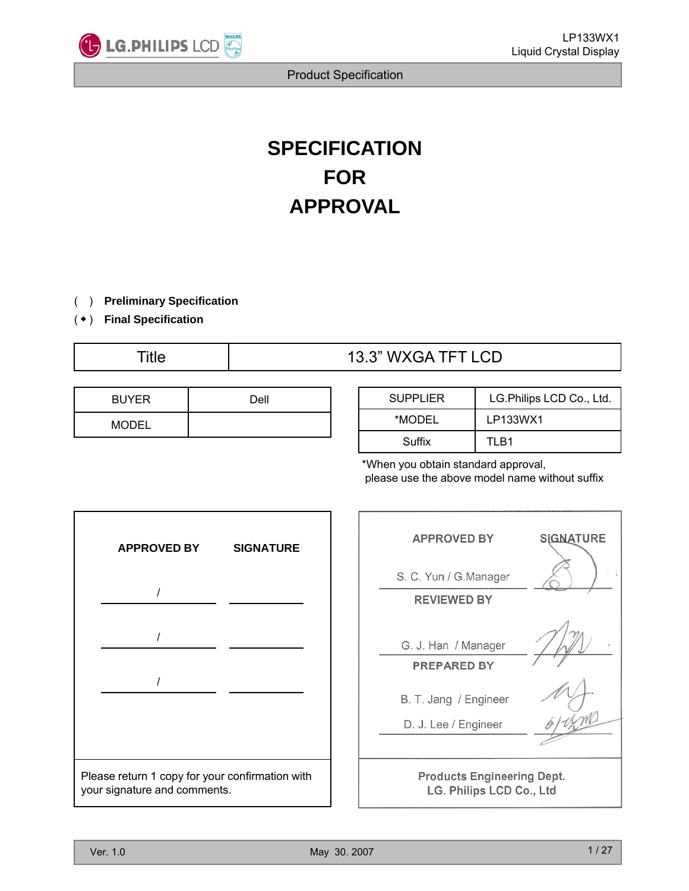# SPECIFICATION
# FOR
# APPROVAL

( ) **Preliminary Specification**

( ◆ ) **Final Specification**

| Title | 13.3" WXGA TFT LCD |
|---|---|

| BUYER | Dell |
|---|---|
| MODEL | |

| SUPPLIER | LG.Philips LCD Co., Ltd. |
|---|---|
| *MODEL | LP133WX1 |
| Suffix | TLB1 |

*When you obtain standard approval, please use the above model name without suffix

| APPROVED BY | SIGNATURE |
|---|---|
| / | |
| / | |
| / | |

Please return 1 copy for your confirmation with your signature and comments.

| APPROVED BY | SIGNATURE |
|---|---|
| S. C. Yun / G.Manager | |
| **REVIEWED BY** | |
| G. J. Han / Manager | |
| **PREPARED BY** | |
| B. T. Jang / Engineer | |
| D. J. Lee / Engineer | |

**Products Engineering Dept.**
**LG. Philips LCD Co., Ltd**

Ver. 1.0 May 30. 2007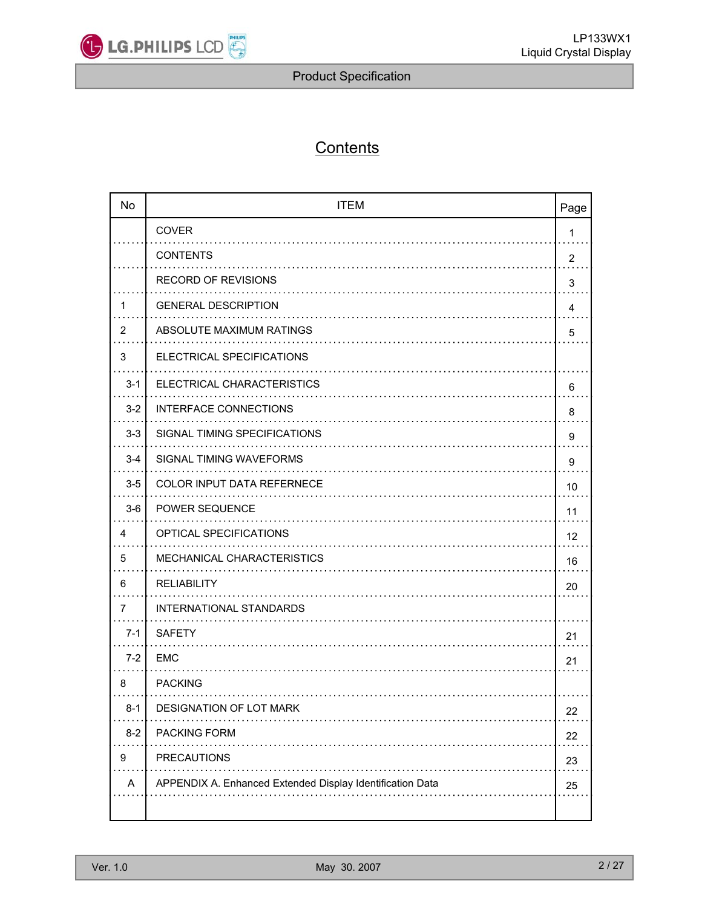# Contents

| No | ITEM | Page |
|---|---|---|
| | COVER | 1 |
| | CONTENTS | 2 |
| | RECORD OF REVISIONS | 3 |
| 1 | GENERAL DESCRIPTION | 4 |
| 2 | ABSOLUTE MAXIMUM RATINGS | 5 |
| 3 | ELECTRICAL SPECIFICATIONS | |
| 3-1 | ELECTRICAL CHARACTERISTICS | 6 |
| 3-2 | INTERFACE CONNECTIONS | 8 |
| 3-3 | SIGNAL TIMING SPECIFICATIONS | 9 |
| 3-4 | SIGNAL TIMING WAVEFORMS | 9 |
| 3-5 | COLOR INPUT DATA REFERNECE | 10 |
| 3-6 | POWER SEQUENCE | 11 |
| 4 | OPTICAL SPECIFICATIONS | 12 |
| 5 | MECHANICAL CHARACTERISTICS | 16 |
| 6 | RELIABILITY | 20 |
| 7 | INTERNATIONAL STANDARDS | |
| 7-1 | SAFETY | 21 |
| 7-2 | EMC | 21 |
| 8 | PACKING | |
| 8-1 | DESIGNATION OF LOT MARK | 22 |
| 8-2 | PACKING FORM | 22 |
| 9 | PRECAUTIONS | 23 |
| A | APPENDIX A. Enhanced Extended Display Identification Data | 25 |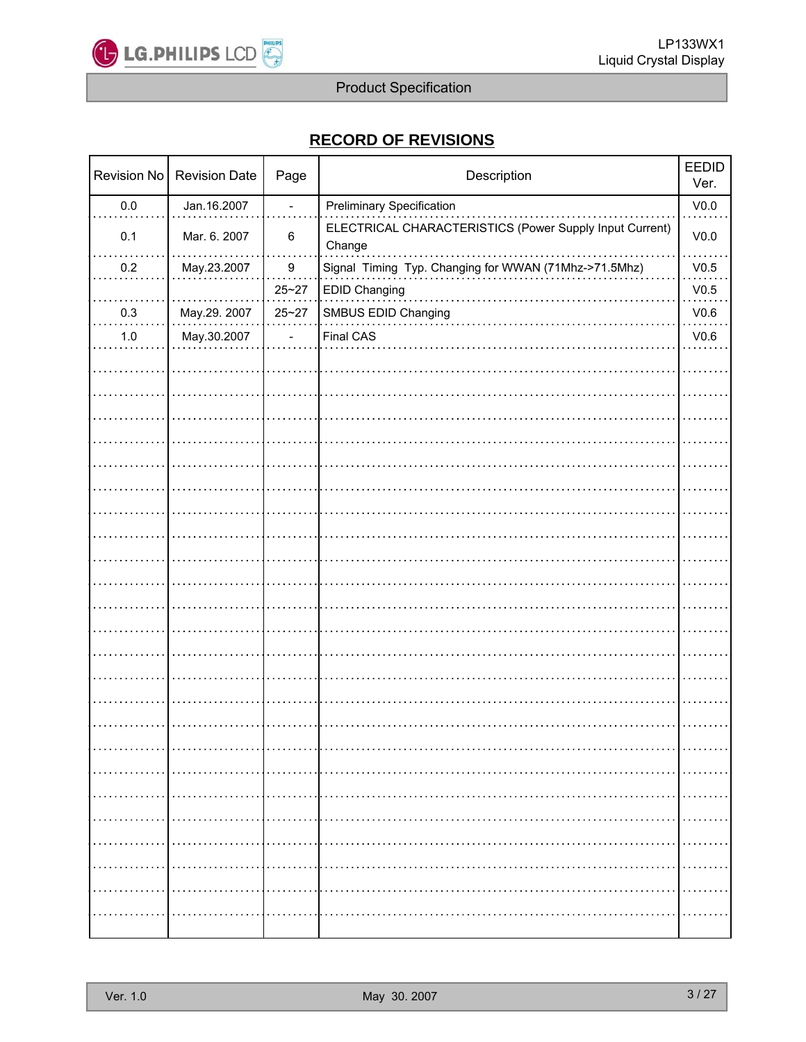## RECORD OF REVISIONS

| Revision No | Revision Date | Page | Description | EEDID Ver. |
|---|---|---|---|---|
| 0.0 | Jan.16.2007 | - | Preliminary Specification | V0.0 |
| 0.1 | Mar. 6. 2007 | 6 | ELECTRICAL CHARACTERISTICS (Power Supply Input Current) Change | V0.0 |
| 0.2 | May.23.2007 | 9 | Signal Timing Typ. Changing for WWAN (71Mhz->71.5Mhz) | V0.5 |
| | | 25~27 | EDID Changing | V0.5 |
| 0.3 | May.29. 2007 | 25~27 | SMBUS EDID Changing | V0.6 |
| 1.0 | May.30.2007 | - | Final CAS | V0.6 |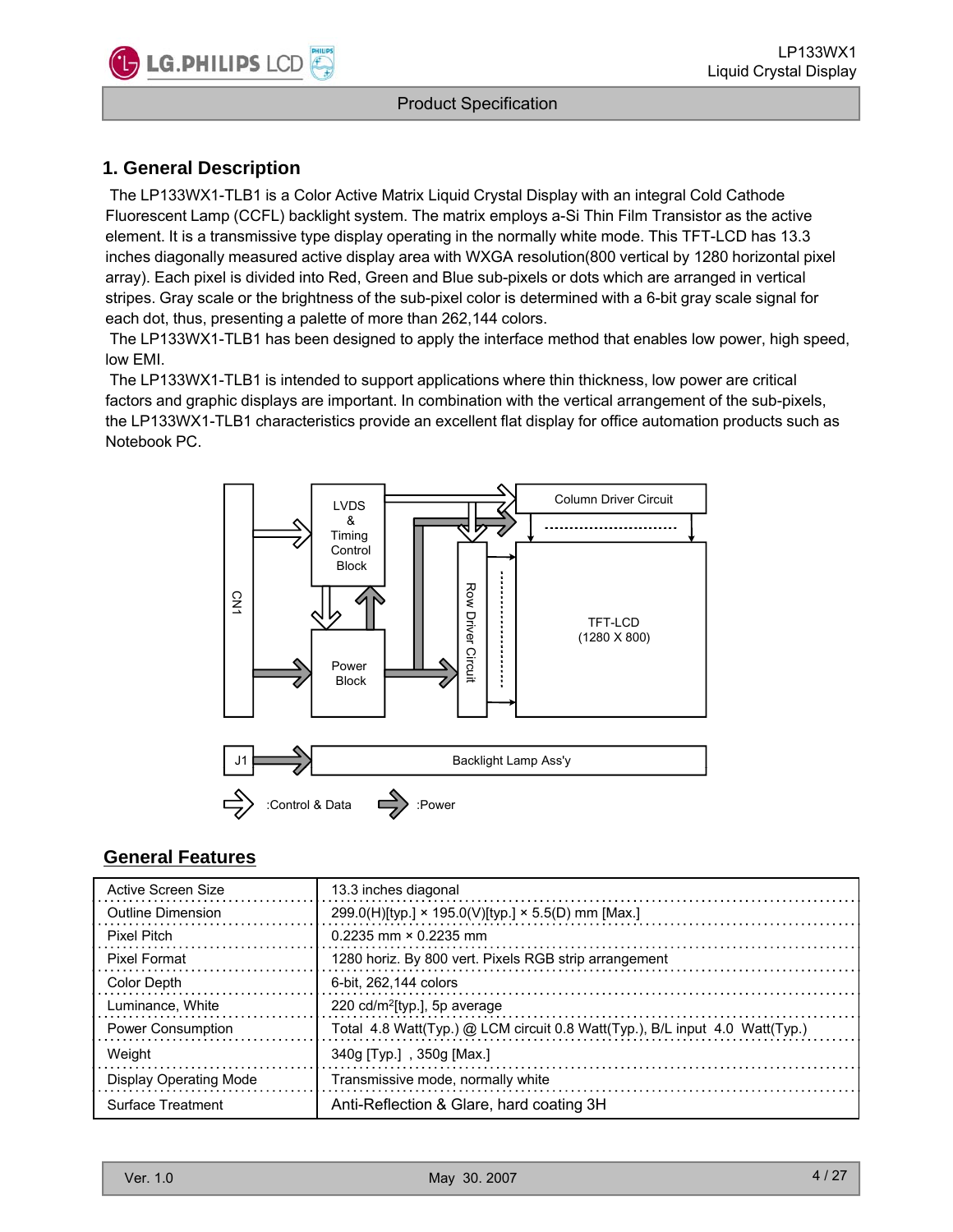## 1. General Description

The LP133WX1-TLB1 is a Color Active Matrix Liquid Crystal Display with an integral Cold Cathode Fluorescent Lamp (CCFL) backlight system. The matrix employs a-Si Thin Film Transistor as the active element. It is a transmissive type display operating in the normally white mode. This TFT-LCD has 13.3 inches diagonally measured active display area with WXGA resolution(800 vertical by 1280 horizontal pixel array). Each pixel is divided into Red, Green and Blue sub-pixels or dots which are arranged in vertical stripes. Gray scale or the brightness of the sub-pixel color is determined with a 6-bit gray scale signal for each dot, thus, presenting a palette of more than 262,144 colors.

The LP133WX1-TLB1 has been designed to apply the interface method that enables low power, high speed, low EMI.

The LP133WX1-TLB1 is intended to support applications where thin thickness, low power are critical factors and graphic displays are important. In combination with the vertical arrangement of the sub-pixels, the LP133WX1-TLB1 characteristics provide an excellent flat display for office automation products such as Notebook PC.

CN1 | LVDS & Timing Control Block | Power Block | Column Driver Circuit | Row Driver Circuit | TFT-LCD (1280 X 800) | J1 | Backlight Lamp Ass'y

:Control & Data :Power

## General Features

| | |
|---|---|
| Active Screen Size | 13.3 inches diagonal |
| Outline Dimension | 299.0(H)[typ.] × 195.0(V)[typ.] × 5.5(D) mm [Max.] |
| Pixel Pitch | 0.2235 mm × 0.2235 mm |
| Pixel Format | 1280 horiz. By 800 vert. Pixels RGB strip arrangement |
| Color Depth | 6-bit, 262,144 colors |
| Luminance, White | 220 cd/m²[typ.], 5p average |
| Power Consumption | Total 4.8 Watt(Typ.) @ LCM circuit 0.8 Watt(Typ.), B/L input 4.0 Watt(Typ.) |
| Weight | 340g [Typ.] , 350g [Max.] |
| Display Operating Mode | Transmissive mode, normally white |
| Surface Treatment | Anti-Reflection & Glare, hard coating 3H |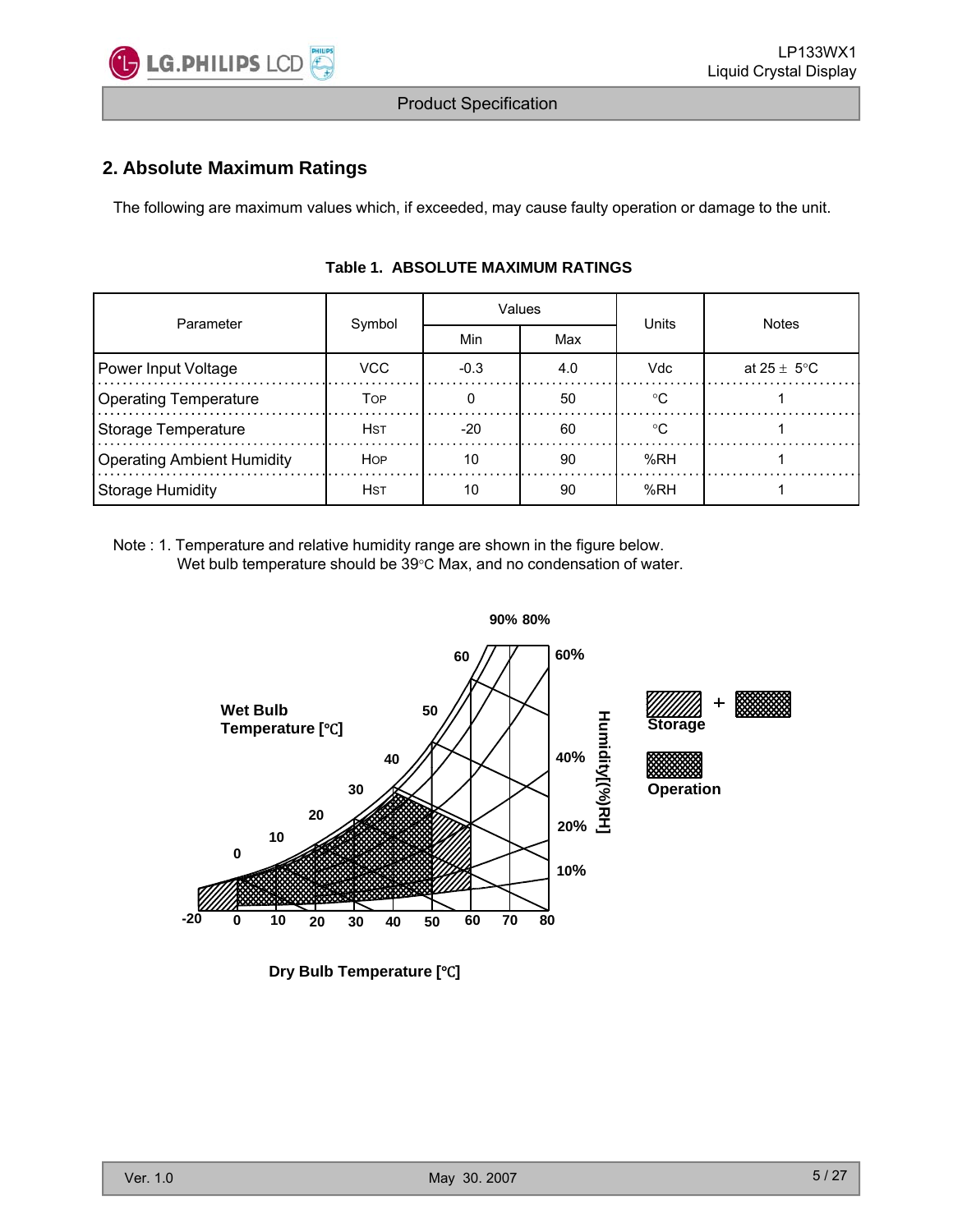## 2. Absolute Maximum Ratings

The following are maximum values which, if exceeded, may cause faulty operation or damage to the unit.

**Table 1. ABSOLUTE MAXIMUM RATINGS**

| Parameter | Symbol | Values | | Units | Notes |
|---|---|---|---|---|---|
| | | Min | Max | | |
| Power Input Voltage | VCC | -0.3 | 4.0 | Vdc | at 25 ± 5°C |
| Operating Temperature | TOP | 0 | 50 | °C | 1 |
| Storage Temperature | HST | -20 | 60 | °C | 1 |
| Operating Ambient Humidity | HOP | 10 | 90 | %RH | 1 |
| Storage Humidity | HST | 10 | 90 | %RH | 1 |

Note : 1. Temperature and relative humidity range are shown in the figure below.
Wet bulb temperature should be 39°C Max, and no condensation of water.

Wet Bulb Temperature [℃]

Humidity[(%)RH]

Storage + Operation

Operation

Dry Bulb Temperature [℃]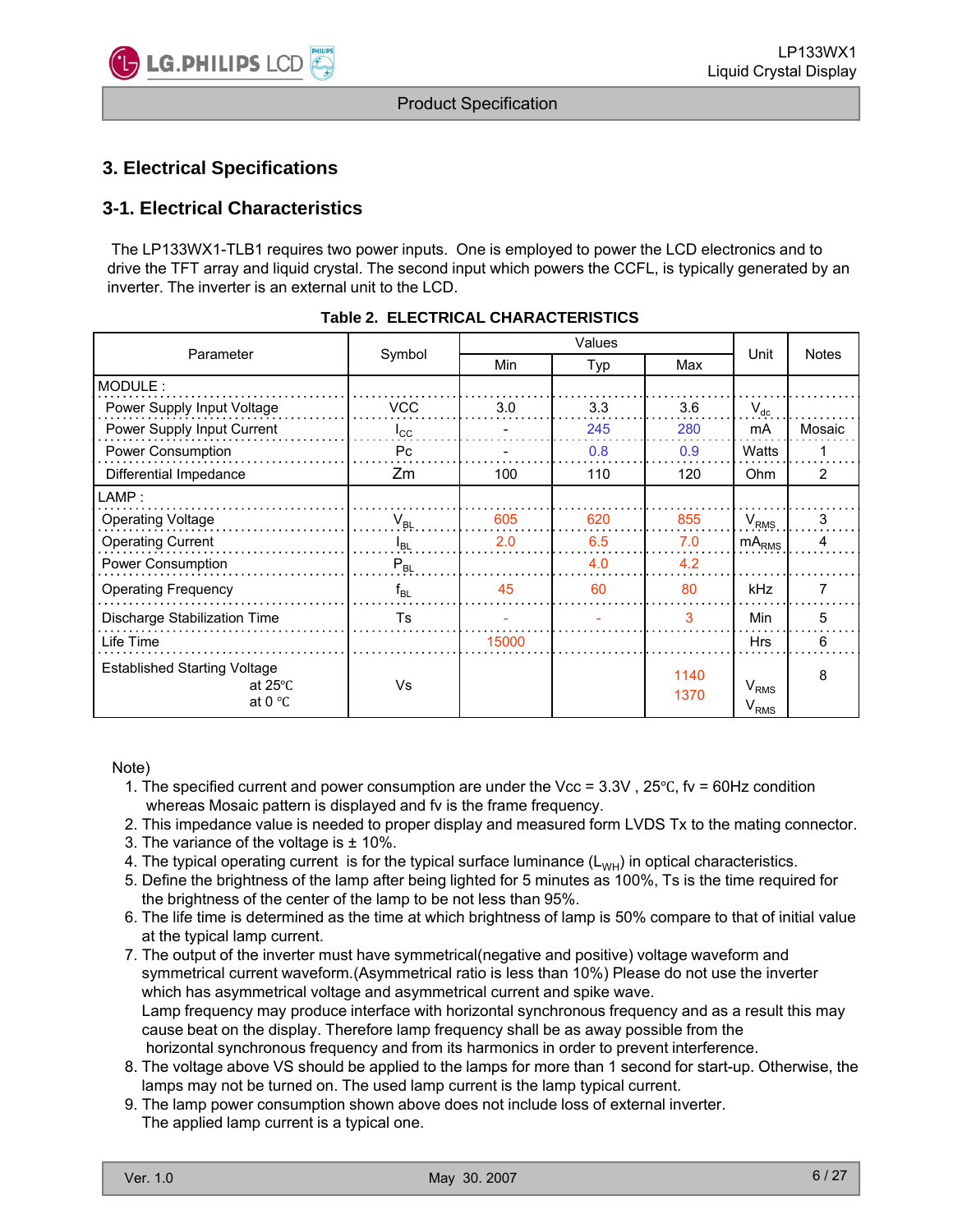# 3. Electrical Specifications

## 3-1. Electrical Characteristics

The LP133WX1-TLB1 requires two power inputs. One is employed to power the LCD electronics and to drive the TFT array and liquid crystal. The second input which powers the CCFL, is typically generated by an inverter. The inverter is an external unit to the LCD.

**Table 2. ELECTRICAL CHARACTERISTICS**

| Parameter | Symbol | Values | | | Unit | Notes |
|---|---|---|---|---|---|---|
| | | Min | Typ | Max | | |
| MODULE : | | | | | | |
| Power Supply Input Voltage | VCC | 3.0 | 3.3 | 3.6 | $V_{dc}$ | |
| Power Supply Input Current | $I_{CC}$ | - | 245 | 280 | mA | Mosaic |
| Power Consumption | Pc | - | 0.8 | 0.9 | Watts | 1 |
| Differential Impedance | Zm | 100 | 110 | 120 | Ohm | 2 |
| LAMP : | | | | | | |
| Operating Voltage | $V_{BL}$ | 605 | 620 | 855 | $V_{RMS}$ | 3 |
| Operating Current | $I_{BL}$ | 2.0 | 6.5 | 7.0 | $mA_{RMS}$ | 4 |
| Power Consumption | $P_{BL}$ | | 4.0 | 4.2 | | |
| Operating Frequency | $f_{BL}$ | 45 | 60 | 80 | kHz | 7 |
| Discharge Stabilization Time | Ts | - | - | 3 | Min | 5 |
| Life Time | | 15000 | | | Hrs | 6 |
| Established Starting Voltage<br>at 25℃<br>at 0 ℃ | Vs | | | 1140<br>1370 | $V_{RMS}$<br>$V_{RMS}$ | 8 |

Note)

1. The specified current and power consumption are under the Vcc = 3.3V , 25℃, fv = 60Hz condition whereas Mosaic pattern is displayed and fv is the frame frequency.
2. This impedance value is needed to proper display and measured form LVDS Tx to the mating connector.
3. The variance of the voltage is ± 10%.
4. The typical operating current is for the typical surface luminance ($L_{WH}$) in optical characteristics.
5. Define the brightness of the lamp after being lighted for 5 minutes as 100%, Ts is the time required for the brightness of the center of the lamp to be not less than 95%.
6. The life time is determined as the time at which brightness of lamp is 50% compare to that of initial value at the typical lamp current.
7. The output of the inverter must have symmetrical(negative and positive) voltage waveform and symmetrical current waveform.(Asymmetrical ratio is less than 10%) Please do not use the inverter which has asymmetrical voltage and asymmetrical current and spike wave.
   Lamp frequency may produce interface with horizontal synchronous frequency and as a result this may cause beat on the display. Therefore lamp frequency shall be as away possible from the horizontal synchronous frequency and from its harmonics in order to prevent interference.
8. The voltage above VS should be applied to the lamps for more than 1 second for start-up. Otherwise, the lamps may not be turned on. The used lamp current is the lamp typical current.
9. The lamp power consumption shown above does not include loss of external inverter.
   The applied lamp current is a typical one.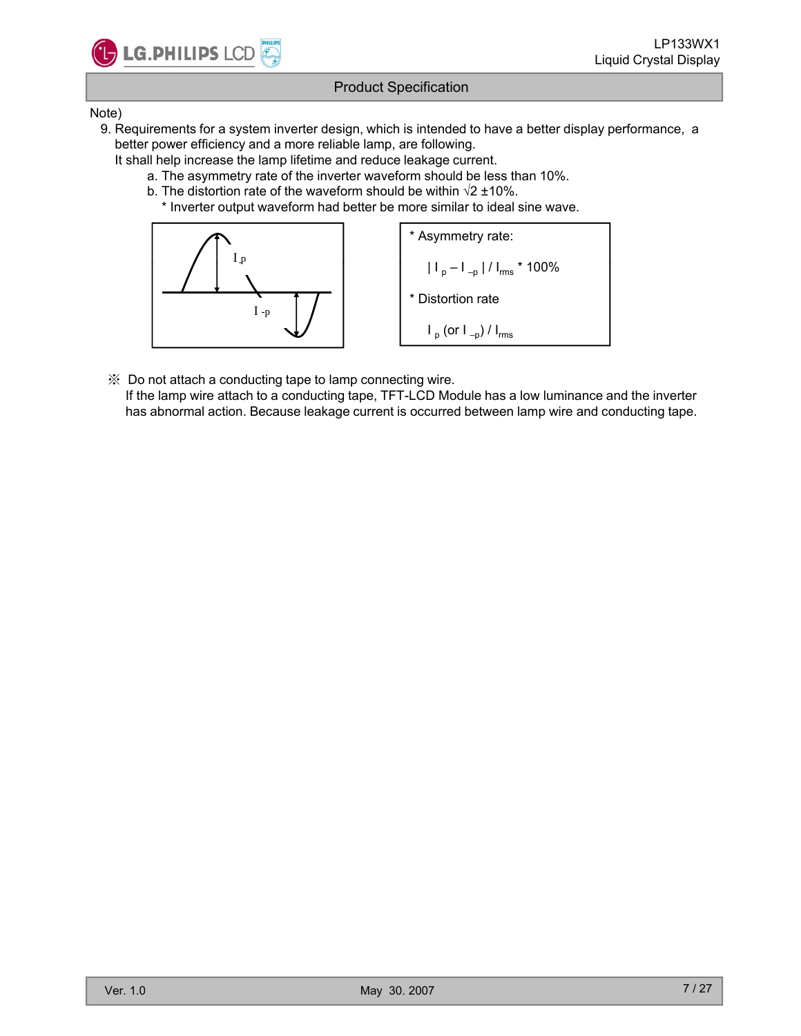Note)

9. Requirements for a system inverter design, which is intended to have a better display performance, a better power efficiency and a more reliable lamp, are following.
   It shall help increase the lamp lifetime and reduce leakage current.
   a. The asymmetry rate of the inverter waveform should be less than 10%.
   b. The distortion rate of the waveform should be within √2 ±10%.
      * Inverter output waveform had better be more similar to ideal sine wave.

$I_p$

$I_{-p}$

* Asymmetry rate:

  $| I_p - I_{-p} | / I_{rms}$ * 100%

* Distortion rate

  $I_p$ (or $I_{-p}$) / $I_{rms}$

※ Do not attach a conducting tape to lamp connecting wire.
If the lamp wire attach to a conducting tape, TFT-LCD Module has a low luminance and the inverter has abnormal action. Because leakage current is occurred between lamp wire and conducting tape.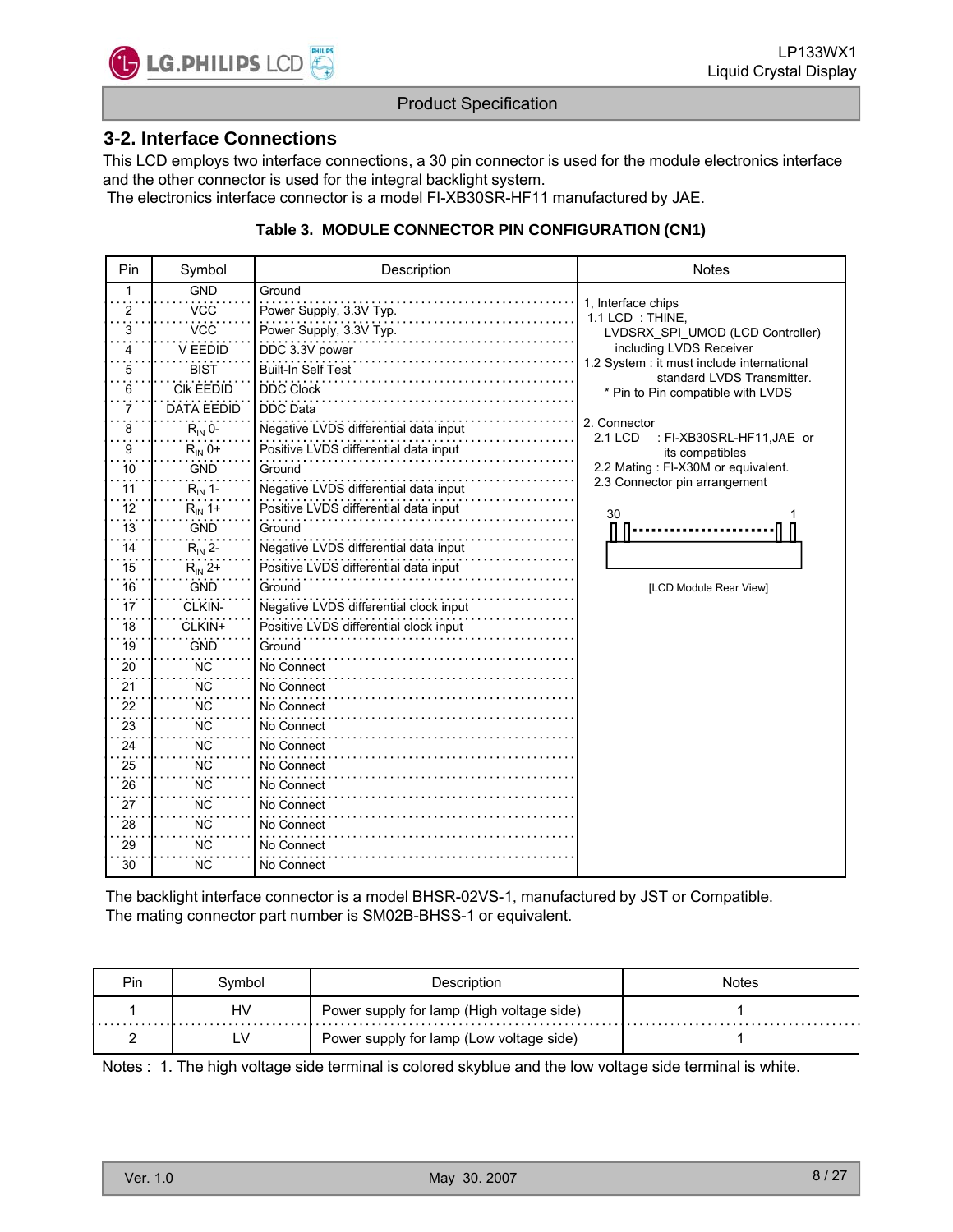## 3-2. Interface Connections

This LCD employs two interface connections, a 30 pin connector is used for the module electronics interface and the other connector is used for the integral backlight system.
The electronics interface connector is a model FI-XB30SR-HF11 manufactured by JAE.

**Table 3. MODULE CONNECTOR PIN CONFIGURATION (CN1)**

| Pin | Symbol | Description | Notes |
|---|---|---|---|
| 1 | GND | Ground | 1, Interface chips<br>1.1 LCD : THINE, LVDSRX_SPI_UMOD (LCD Controller) including LVDS Receiver<br>1.2 System : it must include international standard LVDS Transmitter.<br>* Pin to Pin compatible with LVDS<br><br>2. Connector<br>2.1 LCD : FI-XB30SRL-HF11,JAE or its compatibles<br>2.2 Mating : FI-X30M or equivalent.<br>2.3 Connector pin arrangement<br>30 ... 1<br>[LCD Module Rear View] |
| 2 | VCC | Power Supply, 3.3V Typ. | |
| 3 | VCC | Power Supply, 3.3V Typ. | |
| 4 | V EEDID | DDC 3.3V power | |
| 5 | BIST | Built-In Self Test | |
| 6 | Clk EEDID | DDC Clock | |
| 7 | DATA EEDID | DDC Data | |
| 8 | $R_{IN}$ 0- | Negative LVDS differential data input | |
| 9 | $R_{IN}$ 0+ | Positive LVDS differential data input | |
| 10 | GND | Ground | |
| 11 | $R_{IN}$ 1- | Negative LVDS differential data input | |
| 12 | $R_{IN}$ 1+ | Positive LVDS differential data input | |
| 13 | GND | Ground | |
| 14 | $R_{IN}$ 2- | Negative LVDS differential data input | |
| 15 | $R_{IN}$ 2+ | Positive LVDS differential data input | |
| 16 | GND | Ground | |
| 17 | CLKIN- | Negative LVDS differential clock input | |
| 18 | CLKIN+ | Positive LVDS differential clock input | |
| 19 | GND | Ground | |
| 20 | NC | No Connect | |
| 21 | NC | No Connect | |
| 22 | NC | No Connect | |
| 23 | NC | No Connect | |
| 24 | NC | No Connect | |
| 25 | NC | No Connect | |
| 26 | NC | No Connect | |
| 27 | NC | No Connect | |
| 28 | NC | No Connect | |
| 29 | NC | No Connect | |
| 30 | NC | No Connect | |

The backlight interface connector is a model BHSR-02VS-1, manufactured by JST or Compatible.
The mating connector part number is SM02B-BHSS-1 or equivalent.

| Pin | Symbol | Description | Notes |
|---|---|---|---|
| 1 | HV | Power supply for lamp (High voltage side) | 1 |
| 2 | LV | Power supply for lamp (Low voltage side) | 1 |

Notes : 1. The high voltage side terminal is colored skyblue and the low voltage side terminal is white.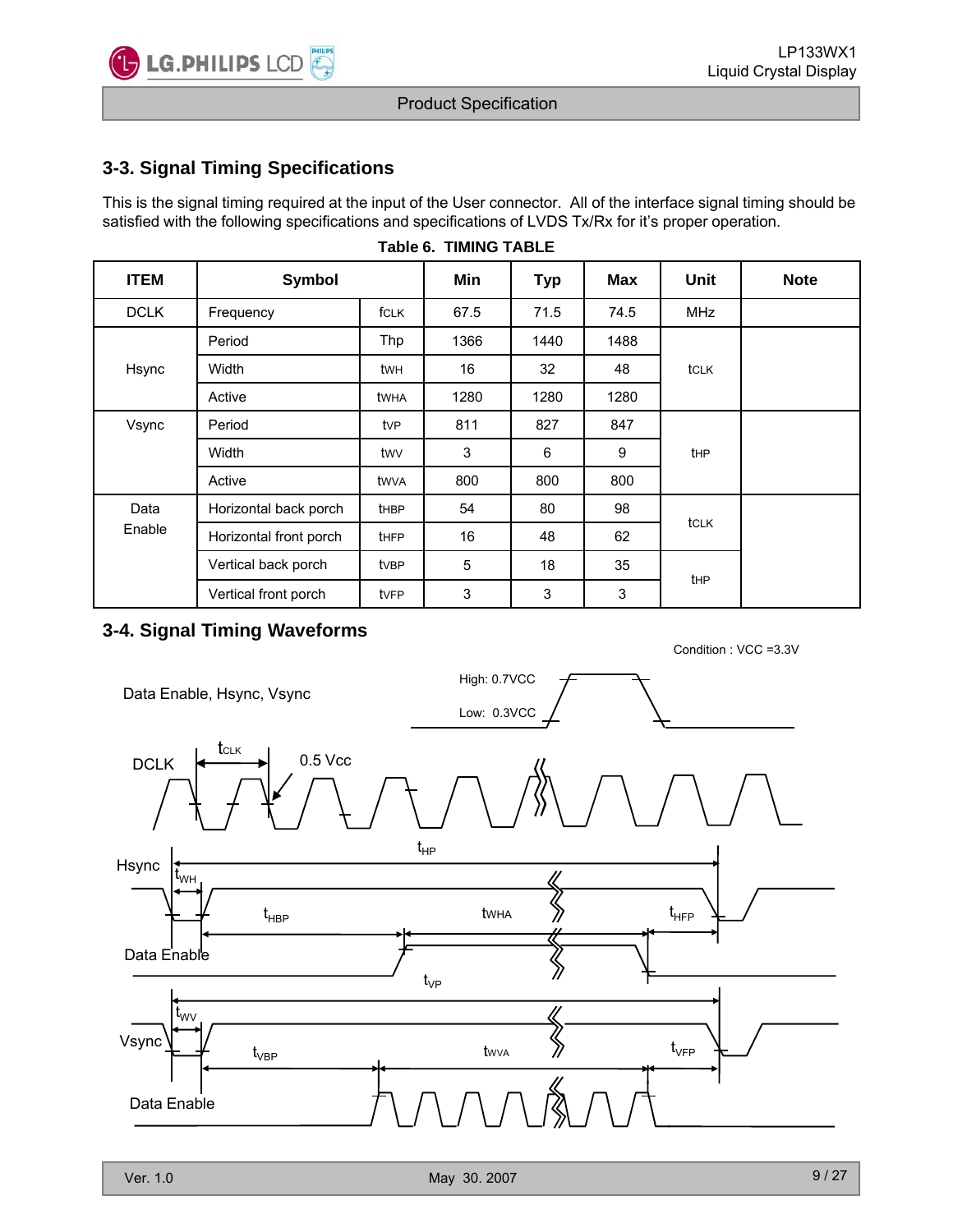## 3-3. Signal Timing Specifications

This is the signal timing required at the input of the User connector. All of the interface signal timing should be satisfied with the following specifications and specifications of LVDS Tx/Rx for it's proper operation.

**Table 6. TIMING TABLE**

| ITEM | Symbol | | Min | Typ | Max | Unit | Note |
|---|---|---|---|---|---|---|---|
| DCLK | Frequency | $f_{CLK}$ | 67.5 | 71.5 | 74.5 | MHz | |
| Hsync | Period | $t_{HP}$ | 1366 | 1440 | 1488 | $t_{CLK}$ | |
| | Width | $t_{WH}$ | 16 | 32 | 48 | | |
| | Active | $t_{WHA}$ | 1280 | 1280 | 1280 | | |
| Vsync | Period | $t_{VP}$ | 811 | 827 | 847 | $t_{HP}$ | |
| | Width | $t_{WV}$ | 3 | 6 | 9 | | |
| | Active | $t_{WVA}$ | 800 | 800 | 800 | | |
| Data Enable | Horizontal back porch | $t_{HBP}$ | 54 | 80 | 98 | $t_{CLK}$ | |
| | Horizontal front porch | $t_{HFP}$ | 16 | 48 | 62 | | |
| | Vertical back porch | $t_{VBP}$ | 5 | 18 | 35 | $t_{HP}$ | |
| | Vertical front porch | $t_{VFP}$ | 3 | 3 | 3 | | |

## 3-4. Signal Timing Waveforms

Condition : VCC =3.3V

Data Enable, Hsync, Vsync — High: 0.7VCC, Low: 0.3VCC

DCLK — $t_{CLK}$, 0.5 Vcc

Hsync — $t_{HP}$, $t_{WH}$, $t_{HBP}$, $t_{WHA}$, $t_{HFP}$

Data Enable

Vsync — $t_{VP}$, $t_{WV}$, $t_{VBP}$, $t_{WVA}$, $t_{VFP}$

Data Enable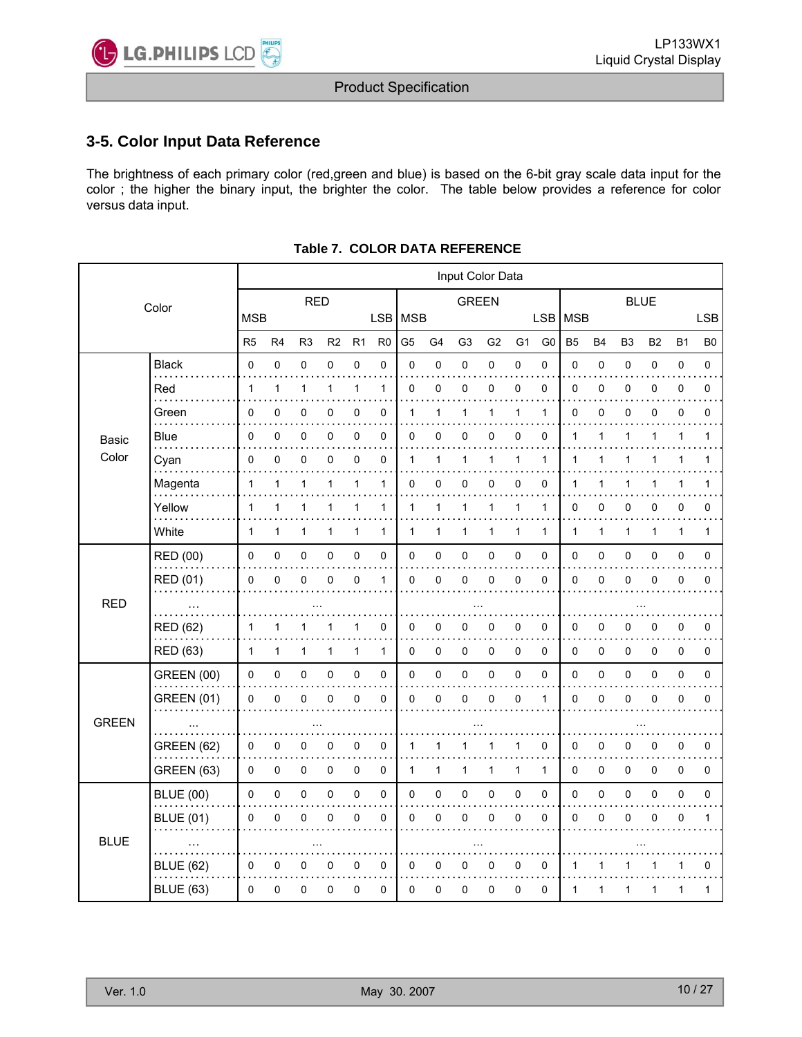## 3-5. Color Input Data Reference

The brightness of each primary color (red,green and blue) is based on the 6-bit gray scale data input for the color ; the higher the binary input, the brighter the color. The table below provides a reference for color versus data input.

**Table 7. COLOR DATA REFERENCE**

| Color | | Input Color Data | | | | | | | | | | | | | | | | | |
|---|---|---|---|---|---|---|---|---|---|---|---|---|---|---|---|---|---|---|---|
| | | RED | | | | | | GREEN | | | | | | BLUE | | | | | |
| | | MSB | | | | | LSB | MSB | | | | | LSB | MSB | | | | | LSB |
| | | R5 | R4 | R3 | R2 | R1 | R0 | G5 | G4 | G3 | G2 | G1 | G0 | B5 | B4 | B3 | B2 | B1 | B0 |
| Basic Color | Black | 0 | 0 | 0 | 0 | 0 | 0 | 0 | 0 | 0 | 0 | 0 | 0 | 0 | 0 | 0 | 0 | 0 | 0 |
| | Red | 1 | 1 | 1 | 1 | 1 | 1 | 0 | 0 | 0 | 0 | 0 | 0 | 0 | 0 | 0 | 0 | 0 | 0 |
| | Green | 0 | 0 | 0 | 0 | 0 | 0 | 1 | 1 | 1 | 1 | 1 | 1 | 0 | 0 | 0 | 0 | 0 | 0 |
| | Blue | 0 | 0 | 0 | 0 | 0 | 0 | 0 | 0 | 0 | 0 | 0 | 0 | 1 | 1 | 1 | 1 | 1 | 1 |
| | Cyan | 0 | 0 | 0 | 0 | 0 | 0 | 1 | 1 | 1 | 1 | 1 | 1 | 1 | 1 | 1 | 1 | 1 | 1 |
| | Magenta | 1 | 1 | 1 | 1 | 1 | 1 | 0 | 0 | 0 | 0 | 0 | 0 | 1 | 1 | 1 | 1 | 1 | 1 |
| | Yellow | 1 | 1 | 1 | 1 | 1 | 1 | 1 | 1 | 1 | 1 | 1 | 1 | 0 | 0 | 0 | 0 | 0 | 0 |
| | White | 1 | 1 | 1 | 1 | 1 | 1 | 1 | 1 | 1 | 1 | 1 | 1 | 1 | 1 | 1 | 1 | 1 | 1 |
| RED | RED (00) | 0 | 0 | 0 | 0 | 0 | 0 | 0 | 0 | 0 | 0 | 0 | 0 | 0 | 0 | 0 | 0 | 0 | 0 |
| | RED (01) | 0 | 0 | 0 | 0 | 0 | 1 | 0 | 0 | 0 | 0 | 0 | 0 | 0 | 0 | 0 | 0 | 0 | 0 |
| | ... | ... | | | | | | ... | | | | | | ... | | | | | |
| | RED (62) | 1 | 1 | 1 | 1 | 1 | 0 | 0 | 0 | 0 | 0 | 0 | 0 | 0 | 0 | 0 | 0 | 0 | 0 |
| | RED (63) | 1 | 1 | 1 | 1 | 1 | 1 | 0 | 0 | 0 | 0 | 0 | 0 | 0 | 0 | 0 | 0 | 0 | 0 |
| GREEN | GREEN (00) | 0 | 0 | 0 | 0 | 0 | 0 | 0 | 0 | 0 | 0 | 0 | 0 | 0 | 0 | 0 | 0 | 0 | 0 |
| | GREEN (01) | 0 | 0 | 0 | 0 | 0 | 0 | 0 | 0 | 0 | 0 | 0 | 1 | 0 | 0 | 0 | 0 | 0 | 0 |
| | ... | ... | | | | | | ... | | | | | | ... | | | | | |
| | GREEN (62) | 0 | 0 | 0 | 0 | 0 | 0 | 1 | 1 | 1 | 1 | 1 | 0 | 0 | 0 | 0 | 0 | 0 | 0 |
| | GREEN (63) | 0 | 0 | 0 | 0 | 0 | 0 | 1 | 1 | 1 | 1 | 1 | 1 | 0 | 0 | 0 | 0 | 0 | 0 |
| BLUE | BLUE (00) | 0 | 0 | 0 | 0 | 0 | 0 | 0 | 0 | 0 | 0 | 0 | 0 | 0 | 0 | 0 | 0 | 0 | 0 |
| | BLUE (01) | 0 | 0 | 0 | 0 | 0 | 0 | 0 | 0 | 0 | 0 | 0 | 0 | 0 | 0 | 0 | 0 | 0 | 1 |
| | ... | ... | | | | | | ... | | | | | | ... | | | | | |
| | BLUE (62) | 0 | 0 | 0 | 0 | 0 | 0 | 0 | 0 | 0 | 0 | 0 | 0 | 1 | 1 | 1 | 1 | 1 | 0 |
| | BLUE (63) | 0 | 0 | 0 | 0 | 0 | 0 | 0 | 0 | 0 | 0 | 0 | 0 | 1 | 1 | 1 | 1 | 1 | 1 |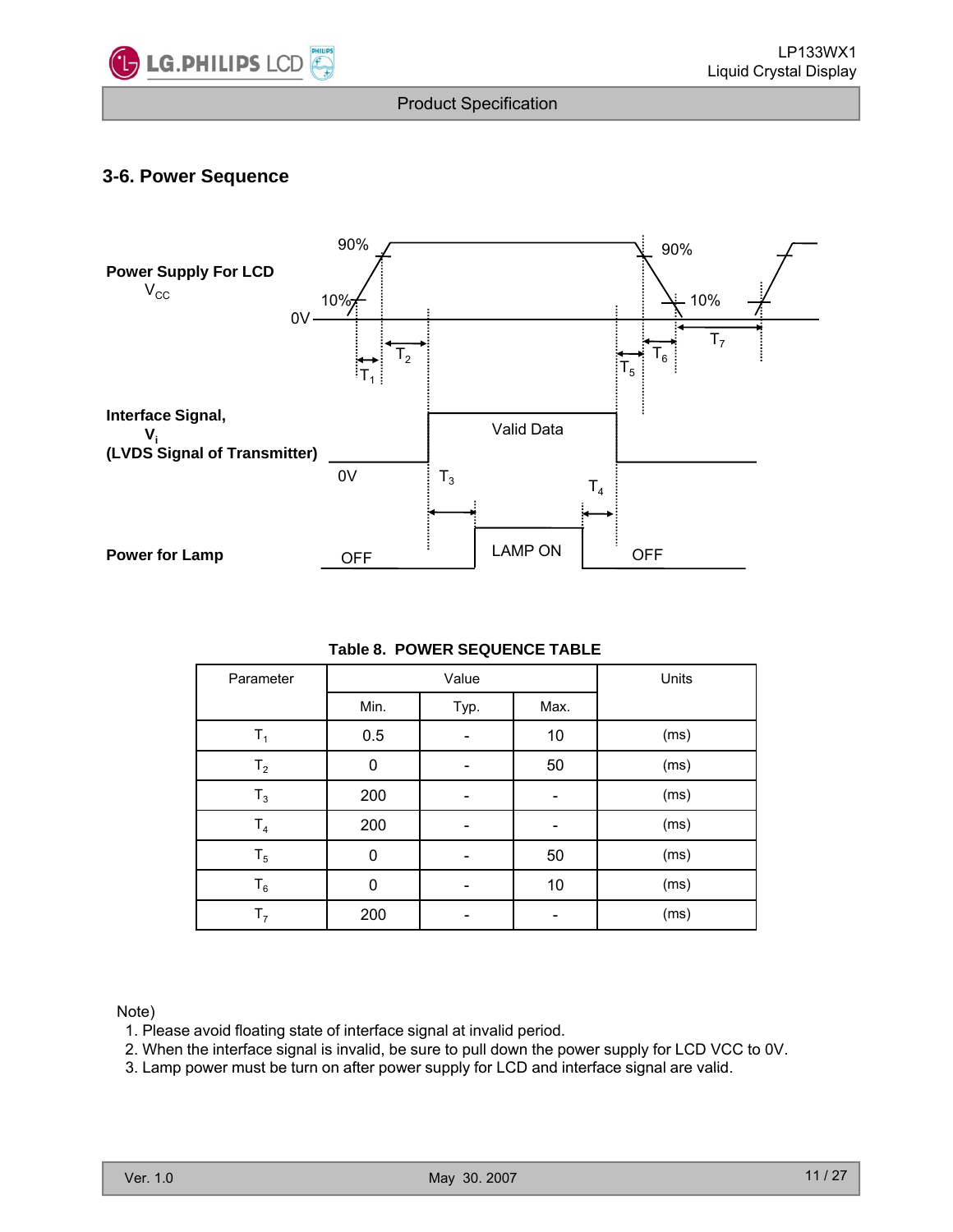## 3-6. Power Sequence

Power Supply For LCD
$V_{CC}$

Interface Signal,
$V_i$
(LVDS Signal of Transmitter)

Power for Lamp

**Table 8. POWER SEQUENCE TABLE**

| Parameter | Value | | | Units |
|---|---|---|---|---|
| | Min. | Typ. | Max. | |
| $T_1$ | 0.5 | - | 10 | (ms) |
| $T_2$ | 0 | - | 50 | (ms) |
| $T_3$ | 200 | - | - | (ms) |
| $T_4$ | 200 | - | - | (ms) |
| $T_5$ | 0 | - | 50 | (ms) |
| $T_6$ | 0 | - | 10 | (ms) |
| $T_7$ | 200 | - | - | (ms) |

Note)
1. Please avoid floating state of interface signal at invalid period.
2. When the interface signal is invalid, be sure to pull down the power supply for LCD VCC to 0V.
3. Lamp power must be turn on after power supply for LCD and interface signal are valid.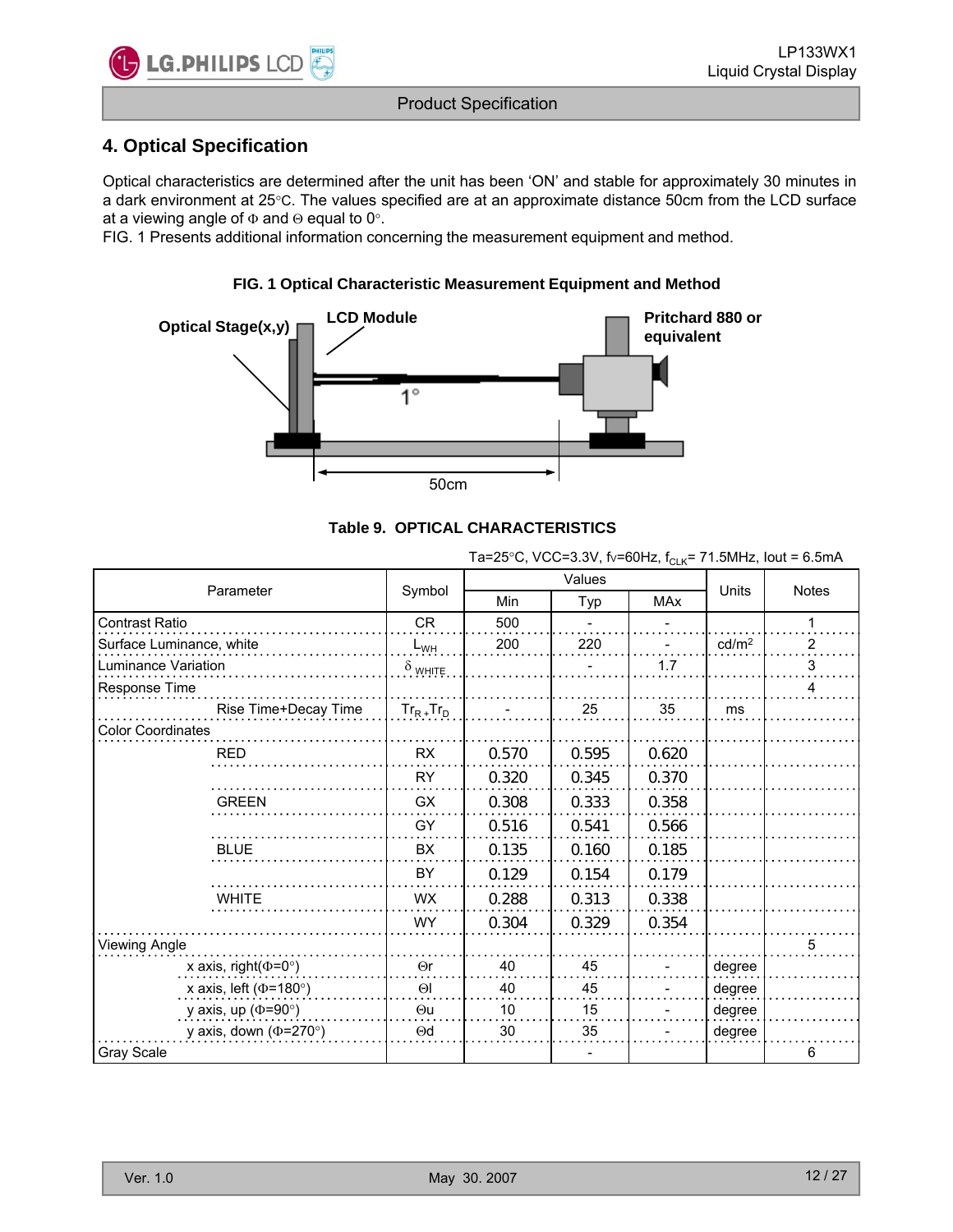## 4. Optical Specification

Optical characteristics are determined after the unit has been 'ON' and stable for approximately 30 minutes in a dark environment at 25°C. The values specified are at an approximate distance 50cm from the LCD surface at a viewing angle of Φ and Θ equal to 0°.

FIG. 1 Presents additional information concerning the measurement equipment and method.

**FIG. 1 Optical Characteristic Measurement Equipment and Method**

Optical Stage(x,y) | LCD Module | Pritchard 880 or equivalent | 1° | 50cm

**Table 9. OPTICAL CHARACTERISTICS**

Ta=25°C, VCC=3.3V, fv=60Hz, $f_{CLK}$= 71.5MHz, Iout = 6.5mA

| Parameter | | Symbol | Values | | | Units | Notes |
|---|---|---|---|---|---|---|---|
| | | | Min | Typ | MAx | | |
| Contrast Ratio | | CR | 500 | - | - | | 1 |
| Surface Luminance, white | | $L_{WH}$ | 200 | 220 | - | cd/m² | 2 |
| Luminance Variation | | $\delta_{WHITE}$ | | - | 1.7 | | 3 |
| Response Time | | | | | | | 4 |
| | Rise Time+Decay Time | $Tr_R + Tr_D$ | - | 25 | 35 | ms | |
| Color Coordinates | | | | | | | |
| | RED | RX | 0.570 | 0.595 | 0.620 | | |
| | | RY | 0.320 | 0.345 | 0.370 | | |
| | GREEN | GX | 0.308 | 0.333 | 0.358 | | |
| | | GY | 0.516 | 0.541 | 0.566 | | |
| | BLUE | BX | 0.135 | 0.160 | 0.185 | | |
| | | BY | 0.129 | 0.154 | 0.179 | | |
| | WHITE | WX | 0.288 | 0.313 | 0.338 | | |
| | | WY | 0.304 | 0.329 | 0.354 | | |
| Viewing Angle | | | | | | | 5 |
| | x axis, right(Φ=0°) | Θr | 40 | 45 | - | degree | |
| | x axis, left (Φ=180°) | Θl | 40 | 45 | - | degree | |
| | y axis, up (Φ=90°) | Θu | 10 | 15 | - | degree | |
| | y axis, down (Φ=270°) | Θd | 30 | 35 | - | degree | |
| Gray Scale | | | | - | | | 6 |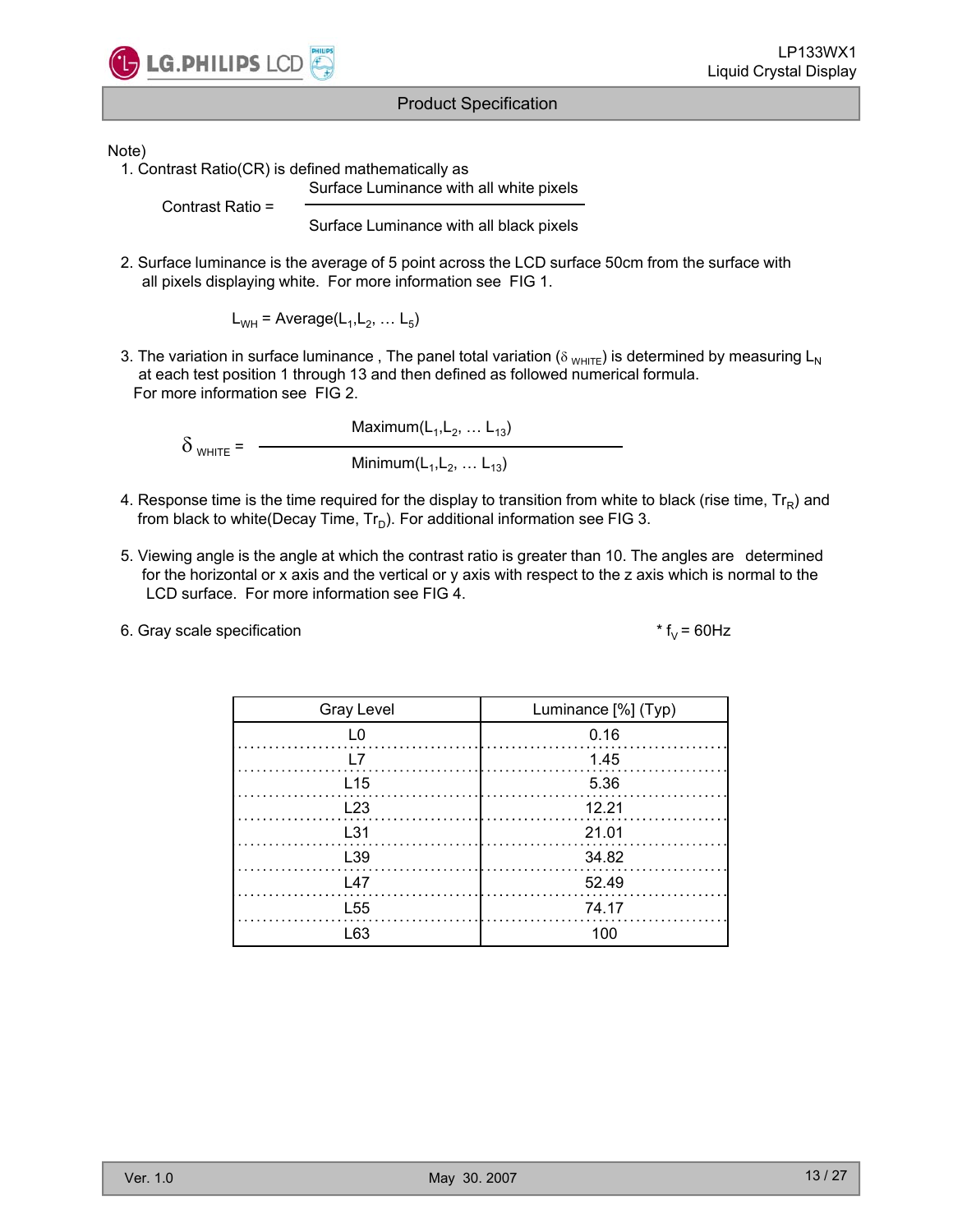Note)

1. Contrast Ratio(CR) is defined mathematically as

$$\text{Contrast Ratio} = \frac{\text{Surface Luminance with all white pixels}}{\text{Surface Luminance with all black pixels}}$$

2. Surface luminance is the average of 5 point across the LCD surface 50cm from the surface with all pixels displaying white. For more information see FIG 1.

$$L_{WH} = \text{Average}(L_1, L_2, \dots L_5)$$

3. The variation in surface luminance , The panel total variation ($\delta_{WHITE}$) is determined by measuring $L_N$ at each test position 1 through 13 and then defined as followed numerical formula. For more information see FIG 2.

$$\delta_{WHITE} = \frac{\text{Maximum}(L_1, L_2, \dots L_{13})}{\text{Minimum}(L_1, L_2, \dots L_{13})}$$

4. Response time is the time required for the display to transition from white to black (rise time, $Tr_R$) and from black to white(Decay Time, $Tr_D$). For additional information see FIG 3.

5. Viewing angle is the angle at which the contrast ratio is greater than 10. The angles are determined for the horizontal or x axis and the vertical or y axis with respect to the z axis which is normal to the LCD surface. For more information see FIG 4.

6. Gray scale specification

\* $f_V$ = 60Hz

| Gray Level | Luminance [%] (Typ) |
|---|---|
| L0 | 0.16 |
| L7 | 1.45 |
| L15 | 5.36 |
| L23 | 12.21 |
| L31 | 21.01 |
| L39 | 34.82 |
| L47 | 52.49 |
| L55 | 74.17 |
| L63 | 100 |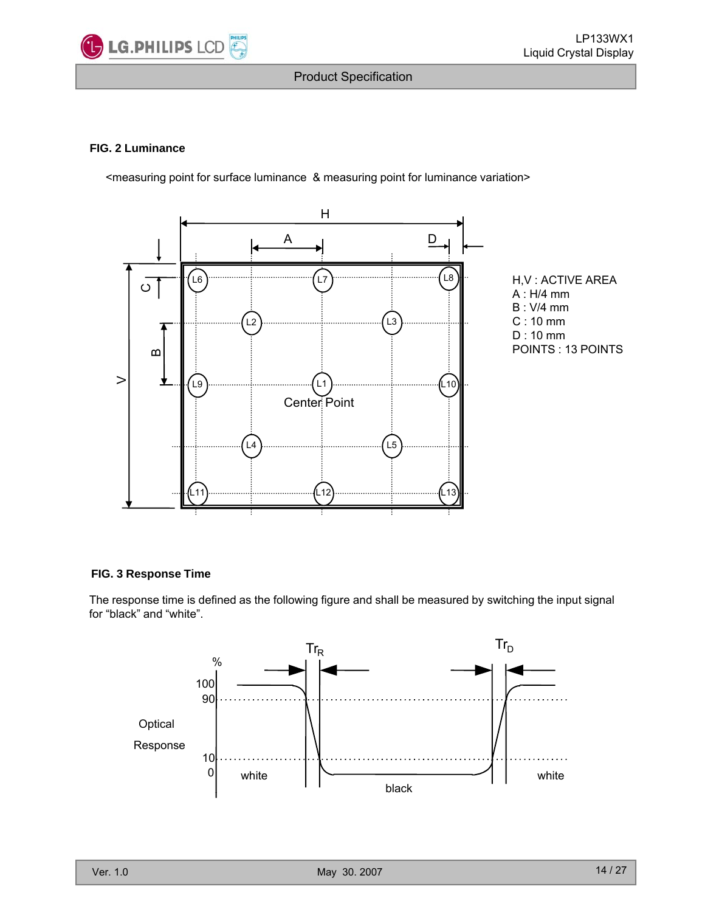**FIG. 2 Luminance**

<measuring point for surface luminance & measuring point for luminance variation>

H,V : ACTIVE AREA
A : H/4 mm
B : V/4 mm
C : 10 mm
D : 10 mm
POINTS : 13 POINTS

**FIG. 3 Response Time**

The response time is defined as the following figure and shall be measured by switching the input signal for "black" and "white".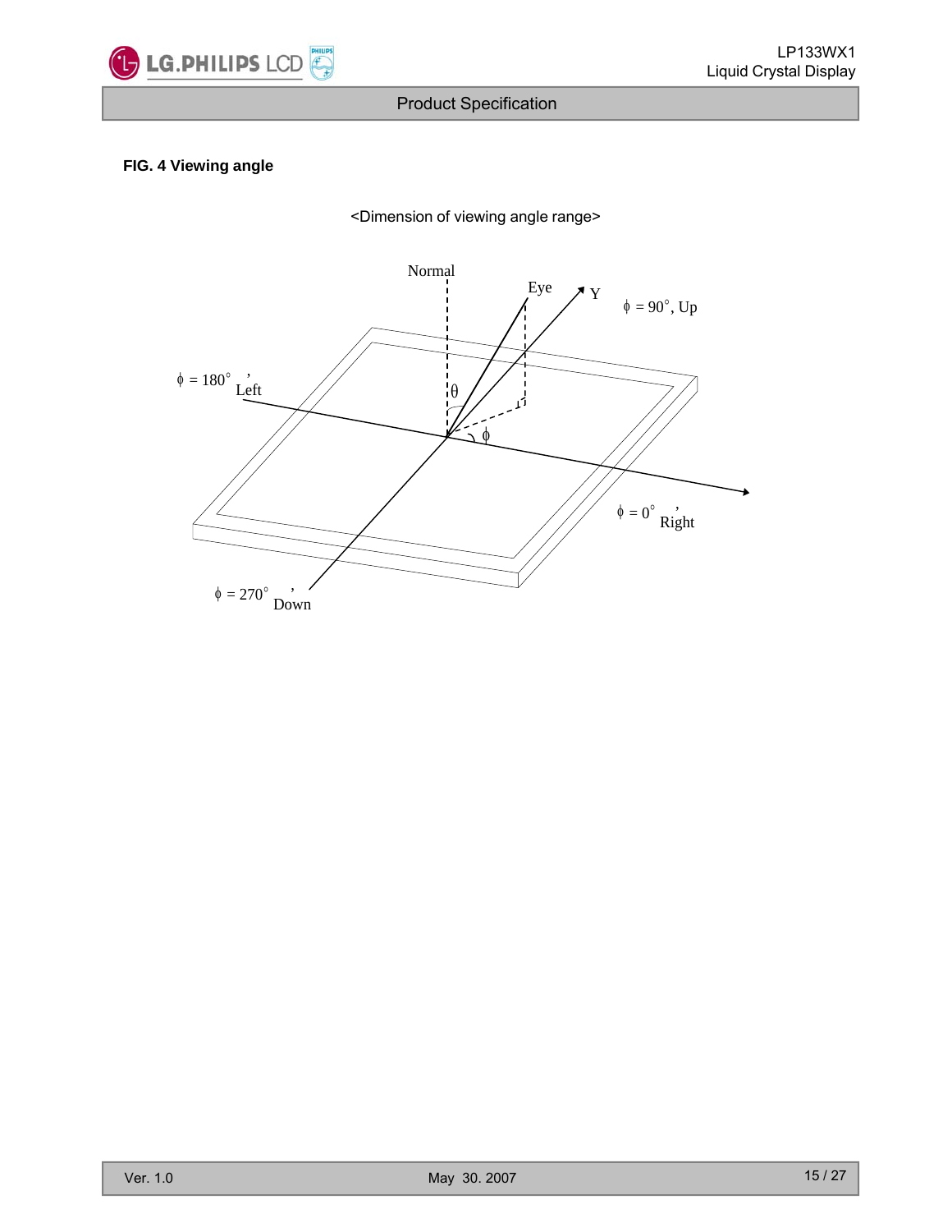**FIG. 4 Viewing angle**

<Dimension of viewing angle range>

Normal

Eye

Y

$\phi$ = 90°, Up

$\phi$ = 180°, Left

$\theta$

$\phi$

$\phi$ = 0°, Right

$\phi$ = 270°, Down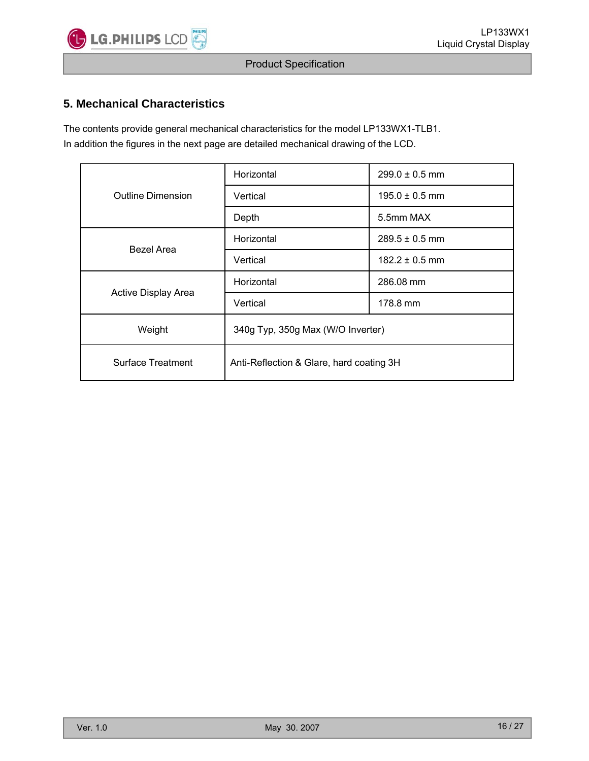## 5. Mechanical Characteristics

The contents provide general mechanical characteristics for the model LP133WX1-TLB1.
In addition the figures in the next page are detailed mechanical drawing of the LCD.

| | | |
|---|---|---|
| Outline Dimension | Horizontal | 299.0 ± 0.5 mm |
| | Vertical | 195.0 ± 0.5 mm |
| | Depth | 5.5mm MAX |
| Bezel Area | Horizontal | 289.5 ± 0.5 mm |
| | Vertical | 182.2 ± 0.5 mm |
| Active Display Area | Horizontal | 286.08 mm |
| | Vertical | 178.8 mm |
| Weight | 340g Typ, 350g Max (W/O Inverter) | |
| Surface Treatment | Anti-Reflection & Glare, hard coating 3H | |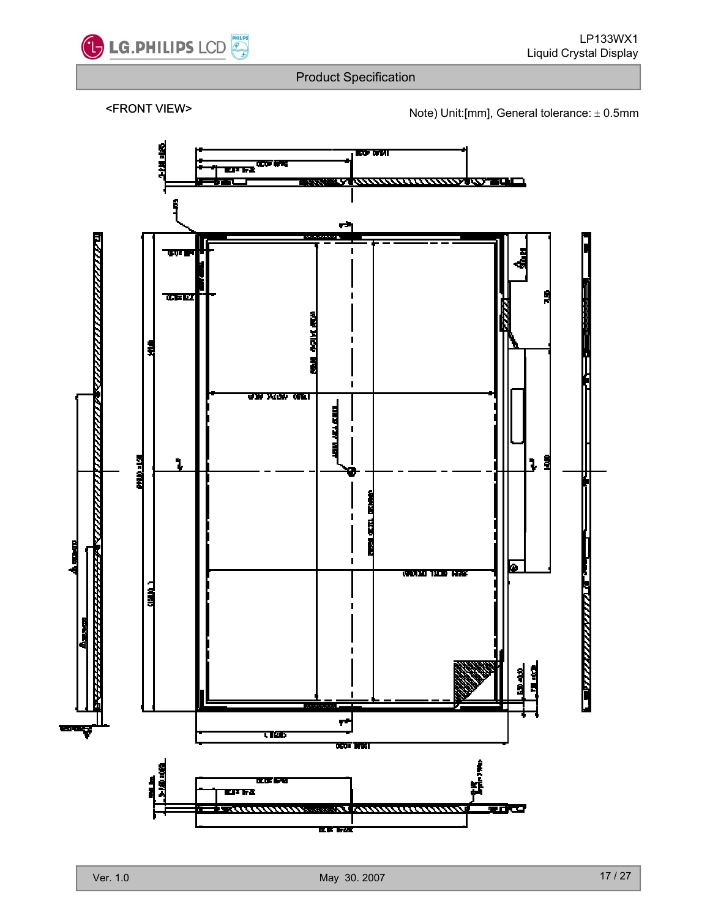<FRONT VIEW>

Note) Unit:[mm], General tolerance: ± 0.5mm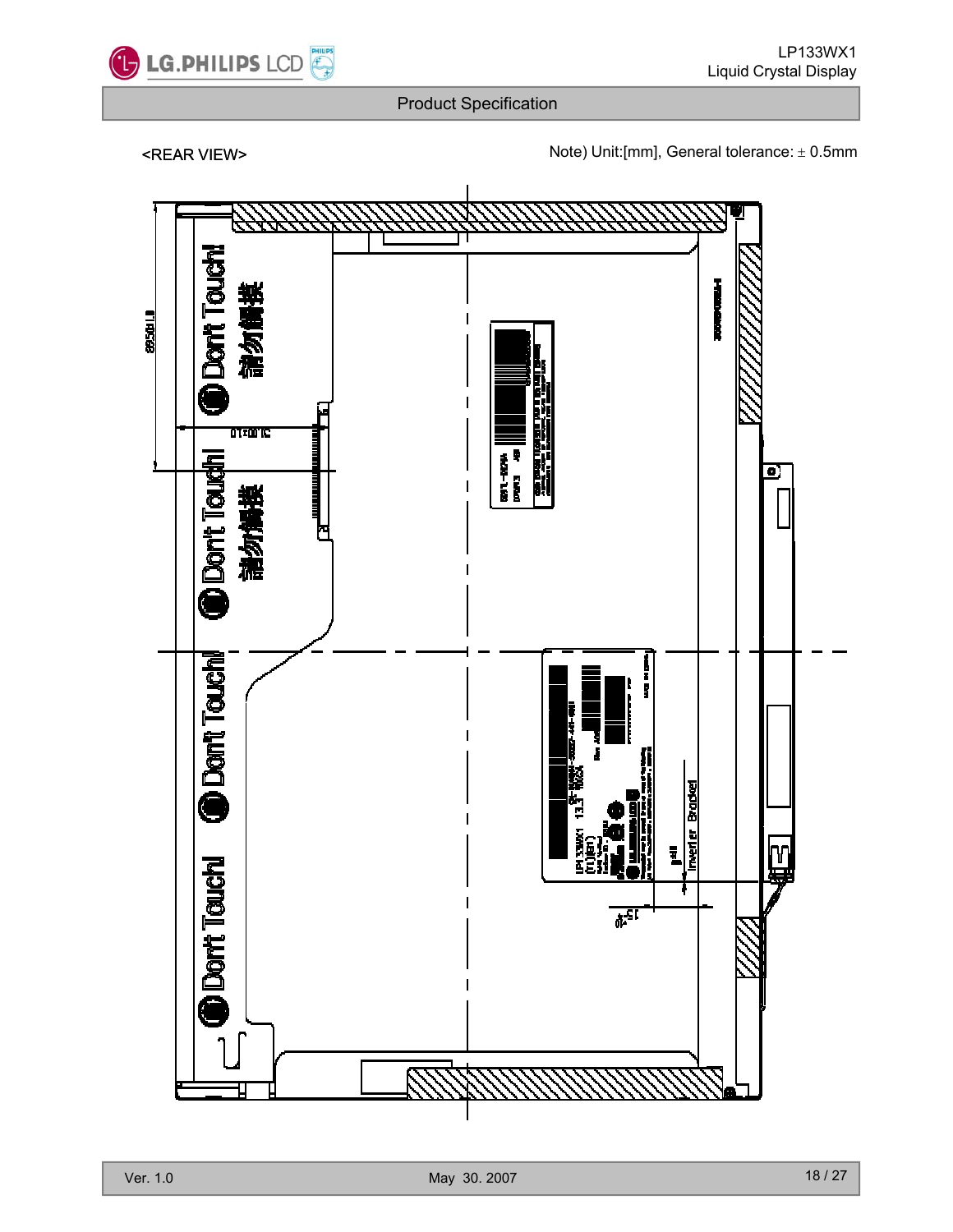<REAR VIEW>

Note) Unit:[mm], General tolerance: ± 0.5mm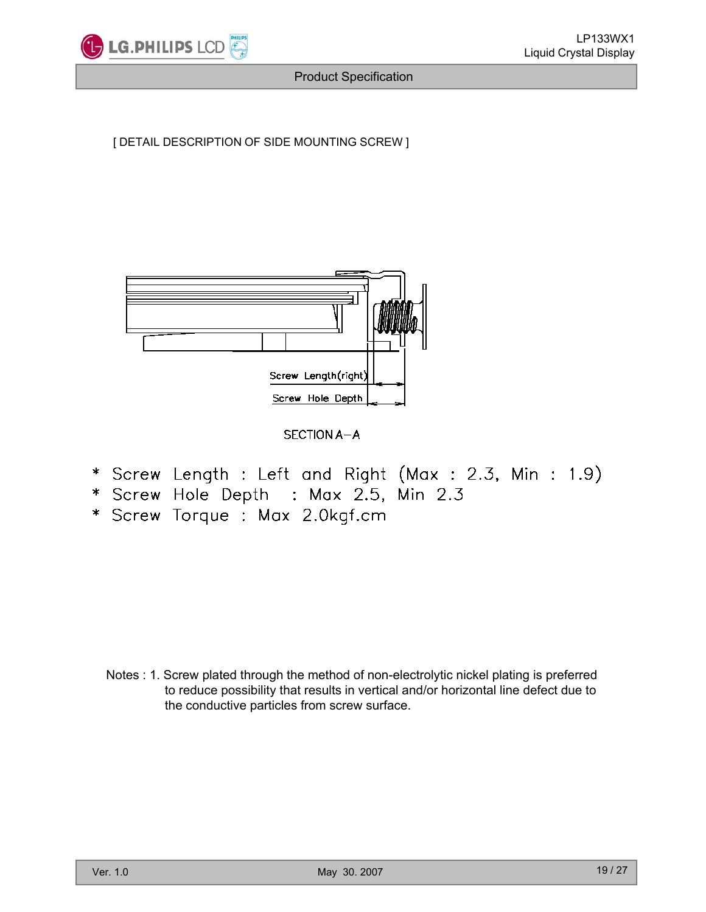[ DETAIL DESCRIPTION OF SIDE MOUNTING SCREW ]

Screw Length(right)

Screw Hole Depth

SECTION A–A

- Screw Length : Left and Right (Max : 2.3, Min : 1.9)
- Screw Hole Depth : Max 2.5, Min 2.3
- Screw Torque : Max 2.0kgf.cm

Notes : 1. Screw plated through the method of non-electrolytic nickel plating is preferred to reduce possibility that results in vertical and/or horizontal line defect due to the conductive particles from screw surface.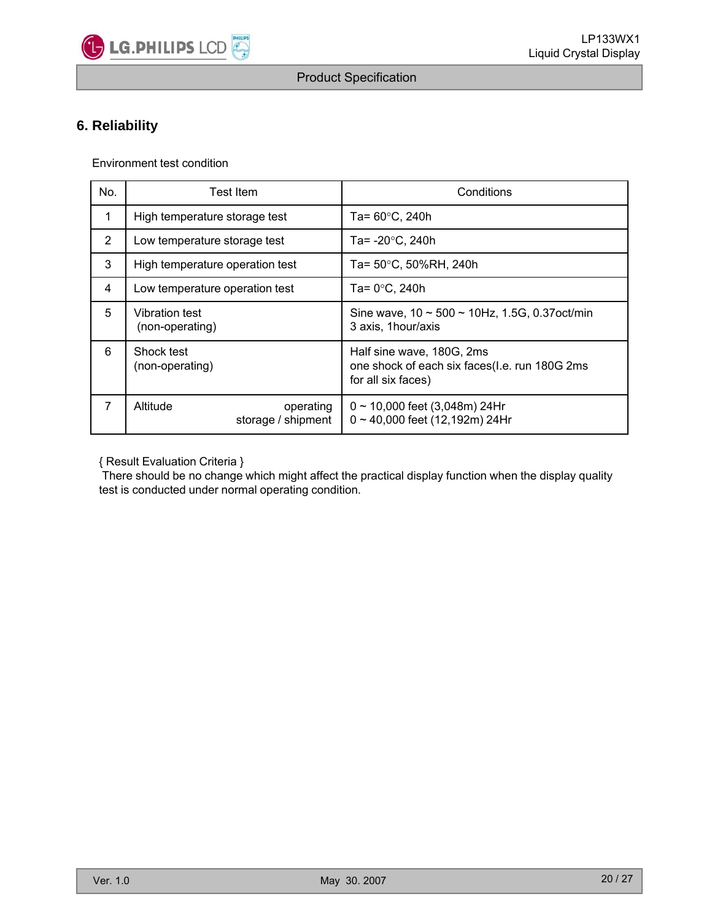## 6. Reliability

Environment test condition

| No. | Test Item | Conditions |
|---|---|---|
| 1 | High temperature storage test | Ta= 60°C, 240h |
| 2 | Low temperature storage test | Ta= -20°C, 240h |
| 3 | High temperature operation test | Ta= 50°C, 50%RH, 240h |
| 4 | Low temperature operation test | Ta= 0°C, 240h |
| 5 | Vibration test (non-operating) | Sine wave, 10 ~ 500 ~ 10Hz, 1.5G, 0.37oct/min 3 axis, 1hour/axis |
| 6 | Shock test (non-operating) | Half sine wave, 180G, 2ms one shock of each six faces(I.e. run 180G 2ms for all six faces) |
| 7 | Altitude operating storage / shipment | 0 ~ 10,000 feet (3,048m) 24Hr 0 ~ 40,000 feet (12,192m) 24Hr |

{ Result Evaluation Criteria }
There should be no change which might affect the practical display function when the display quality test is conducted under normal operating condition.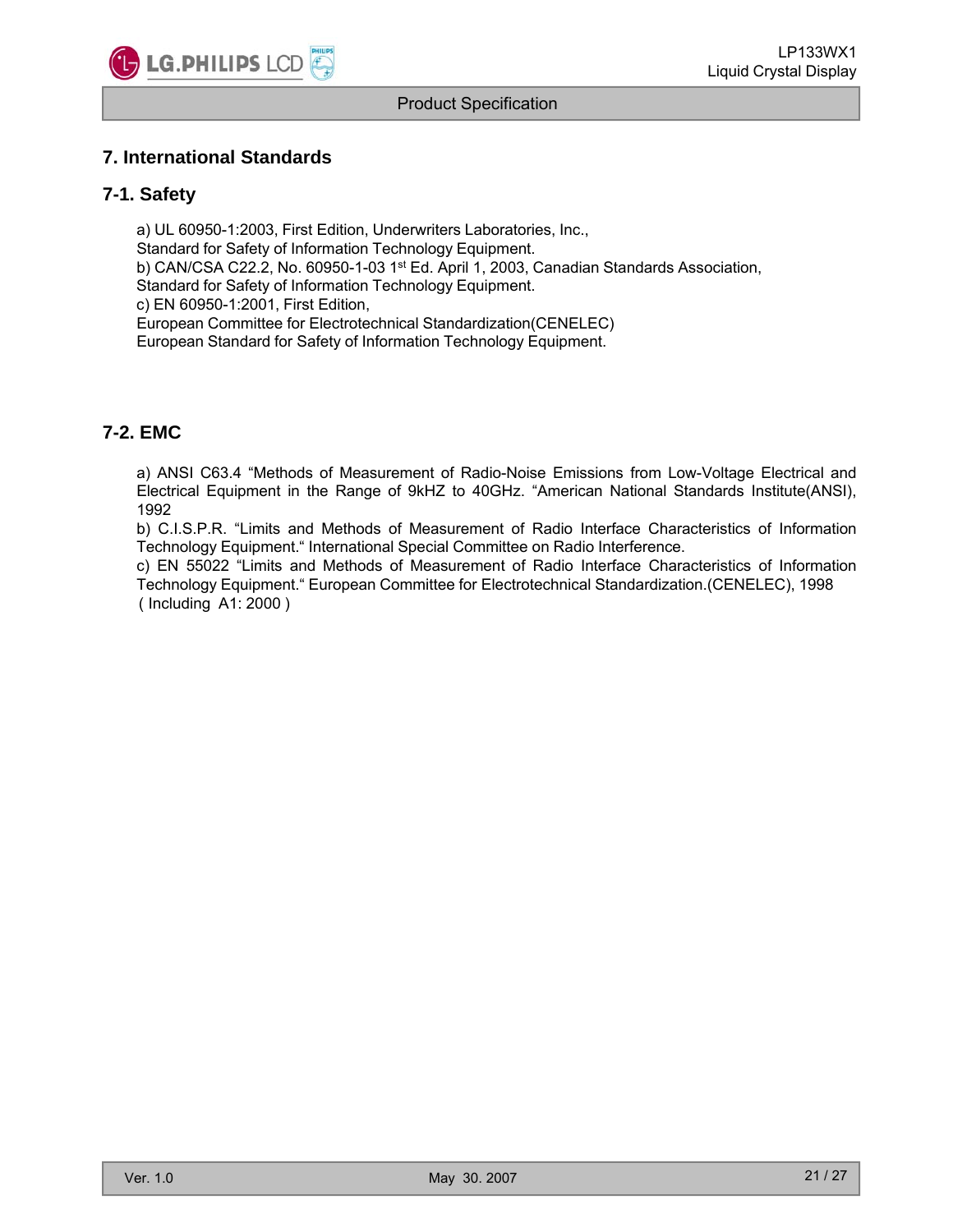## 7. International Standards

### 7-1. Safety

a) UL 60950-1:2003, First Edition, Underwriters Laboratories, Inc.,
Standard for Safety of Information Technology Equipment.
b) CAN/CSA C22.2, No. 60950-1-03 1st Ed. April 1, 2003, Canadian Standards Association,
Standard for Safety of Information Technology Equipment.
c) EN 60950-1:2001, First Edition,
European Committee for Electrotechnical Standardization(CENELEC)
European Standard for Safety of Information Technology Equipment.

### 7-2. EMC

a) ANSI C63.4 "Methods of Measurement of Radio-Noise Emissions from Low-Voltage Electrical and Electrical Equipment in the Range of 9kHZ to 40GHz. "American National Standards Institute(ANSI), 1992
b) C.I.S.P.R. "Limits and Methods of Measurement of Radio Interface Characteristics of Information Technology Equipment." International Special Committee on Radio Interference.
c) EN 55022 "Limits and Methods of Measurement of Radio Interface Characteristics of Information Technology Equipment." European Committee for Electrotechnical Standardization.(CENELEC), 1998
( Including A1: 2000 )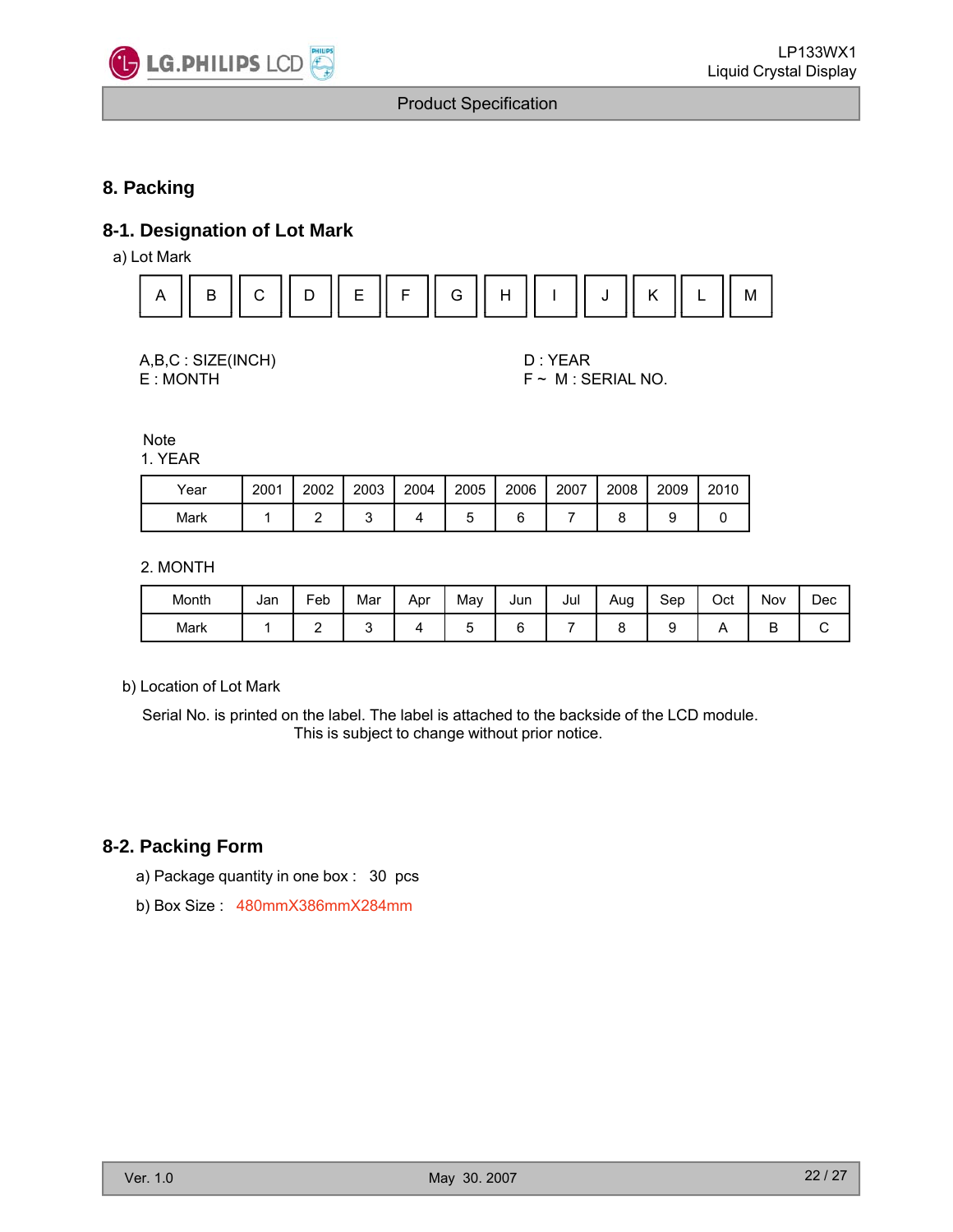# 8. Packing

## 8-1. Designation of Lot Mark

a) Lot Mark

| A | B | C | D | E | F | G | H | I | J | K | L | M |
|---|---|---|---|---|---|---|---|---|---|---|---|---|

A,B,C : SIZE(INCH)
E : MONTH

D : YEAR
F ~ M : SERIAL NO.

Note

1. YEAR

| Year | 2001 | 2002 | 2003 | 2004 | 2005 | 2006 | 2007 | 2008 | 2009 | 2010 |
|---|---|---|---|---|---|---|---|---|---|---|
| Mark | 1 | 2 | 3 | 4 | 5 | 6 | 7 | 8 | 9 | 0 |

2. MONTH

| Month | Jan | Feb | Mar | Apr | May | Jun | Jul | Aug | Sep | Oct | Nov | Dec |
|---|---|---|---|---|---|---|---|---|---|---|---|---|
| Mark | 1 | 2 | 3 | 4 | 5 | 6 | 7 | 8 | 9 | A | B | C |

b) Location of Lot Mark

Serial No. is printed on the label. The label is attached to the backside of the LCD module.
This is subject to change without prior notice.

## 8-2. Packing Form

a) Package quantity in one box : 30 pcs

b) Box Size : 480mmX386mmX284mm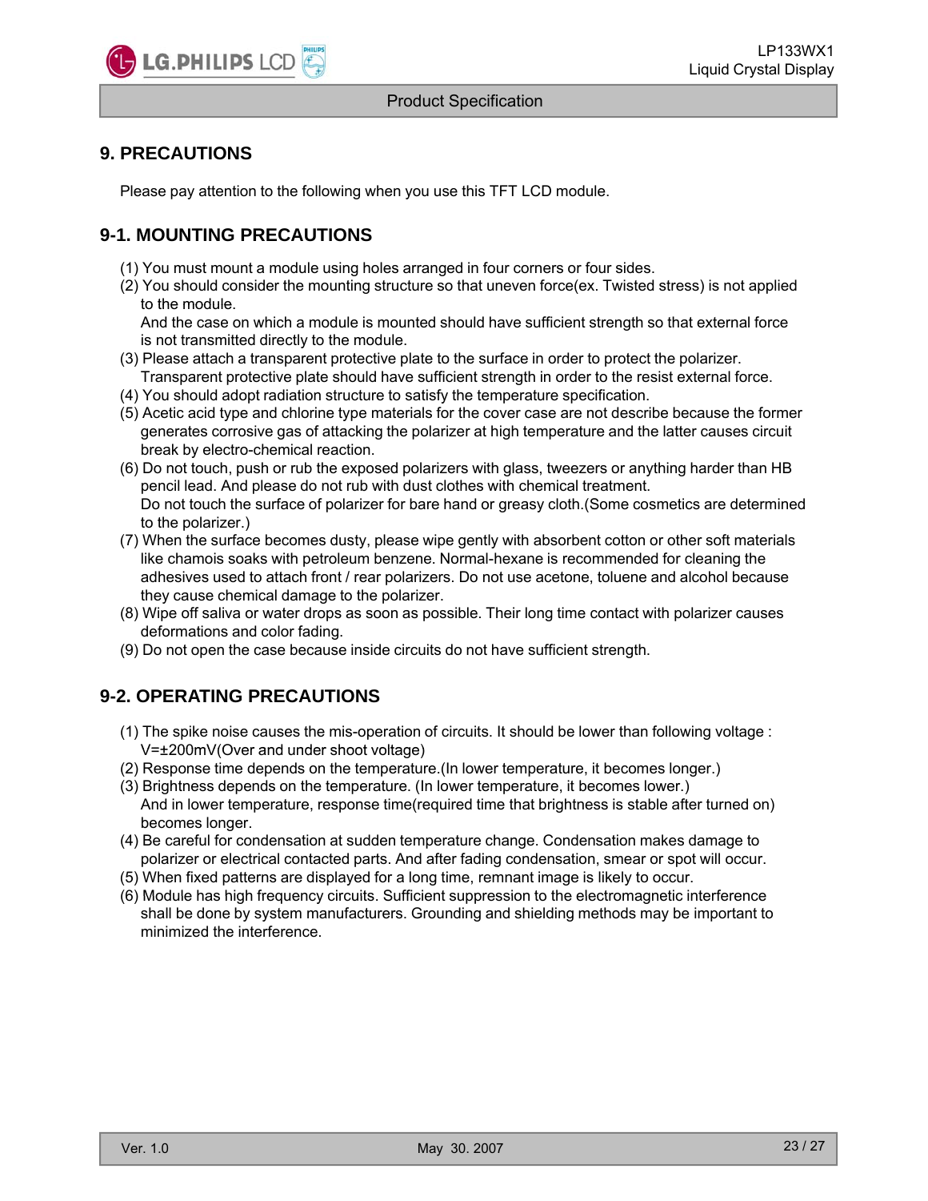# 9. PRECAUTIONS

Please pay attention to the following when you use this TFT LCD module.

## 9-1. MOUNTING PRECAUTIONS

(1) You must mount a module using holes arranged in four corners or four sides.
(2) You should consider the mounting structure so that uneven force(ex. Twisted stress) is not applied to the module.
    And the case on which a module is mounted should have sufficient strength so that external force is not transmitted directly to the module.
(3) Please attach a transparent protective plate to the surface in order to protect the polarizer.
    Transparent protective plate should have sufficient strength in order to the resist external force.
(4) You should adopt radiation structure to satisfy the temperature specification.
(5) Acetic acid type and chlorine type materials for the cover case are not describe because the former generates corrosive gas of attacking the polarizer at high temperature and the latter causes circuit break by electro-chemical reaction.
(6) Do not touch, push or rub the exposed polarizers with glass, tweezers or anything harder than HB pencil lead. And please do not rub with dust clothes with chemical treatment.
    Do not touch the surface of polarizer for bare hand or greasy cloth.(Some cosmetics are determined to the polarizer.)
(7) When the surface becomes dusty, please wipe gently with absorbent cotton or other soft materials like chamois soaks with petroleum benzene. Normal-hexane is recommended for cleaning the adhesives used to attach front / rear polarizers. Do not use acetone, toluene and alcohol because they cause chemical damage to the polarizer.
(8) Wipe off saliva or water drops as soon as possible. Their long time contact with polarizer causes deformations and color fading.
(9) Do not open the case because inside circuits do not have sufficient strength.

## 9-2. OPERATING PRECAUTIONS

(1) The spike noise causes the mis-operation of circuits. It should be lower than following voltage : V=±200mV(Over and under shoot voltage)
(2) Response time depends on the temperature.(In lower temperature, it becomes longer.)
(3) Brightness depends on the temperature. (In lower temperature, it becomes lower.)
    And in lower temperature, response time(required time that brightness is stable after turned on) becomes longer.
(4) Be careful for condensation at sudden temperature change. Condensation makes damage to polarizer or electrical contacted parts. And after fading condensation, smear or spot will occur.
(5) When fixed patterns are displayed for a long time, remnant image is likely to occur.
(6) Module has high frequency circuits. Sufficient suppression to the electromagnetic interference shall be done by system manufacturers. Grounding and shielding methods may be important to minimized the interference.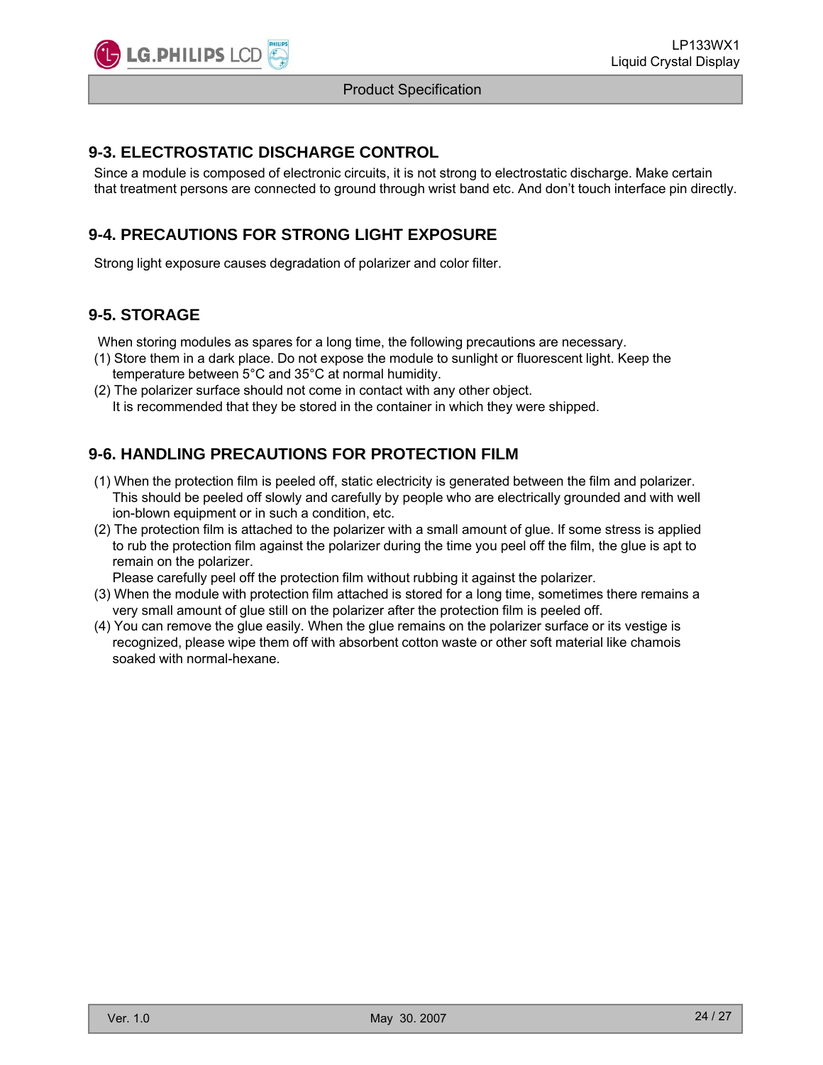## 9-3. ELECTROSTATIC DISCHARGE CONTROL

Since a module is composed of electronic circuits, it is not strong to electrostatic discharge. Make certain that treatment persons are connected to ground through wrist band etc. And don't touch interface pin directly.

## 9-4. PRECAUTIONS FOR STRONG LIGHT EXPOSURE

Strong light exposure causes degradation of polarizer and color filter.

## 9-5. STORAGE

When storing modules as spares for a long time, the following precautions are necessary.

(1) Store them in a dark place. Do not expose the module to sunlight or fluorescent light. Keep the temperature between 5°C and 35°C at normal humidity.

(2) The polarizer surface should not come in contact with any other object.
It is recommended that they be stored in the container in which they were shipped.

## 9-6. HANDLING PRECAUTIONS FOR PROTECTION FILM

(1) When the protection film is peeled off, static electricity is generated between the film and polarizer. This should be peeled off slowly and carefully by people who are electrically grounded and with well ion-blown equipment or in such a condition, etc.

(2) The protection film is attached to the polarizer with a small amount of glue. If some stress is applied to rub the protection film against the polarizer during the time you peel off the film, the glue is apt to remain on the polarizer.
Please carefully peel off the protection film without rubbing it against the polarizer.

(3) When the module with protection film attached is stored for a long time, sometimes there remains a very small amount of glue still on the polarizer after the protection film is peeled off.

(4) You can remove the glue easily. When the glue remains on the polarizer surface or its vestige is recognized, please wipe them off with absorbent cotton waste or other soft material like chamois soaked with normal-hexane.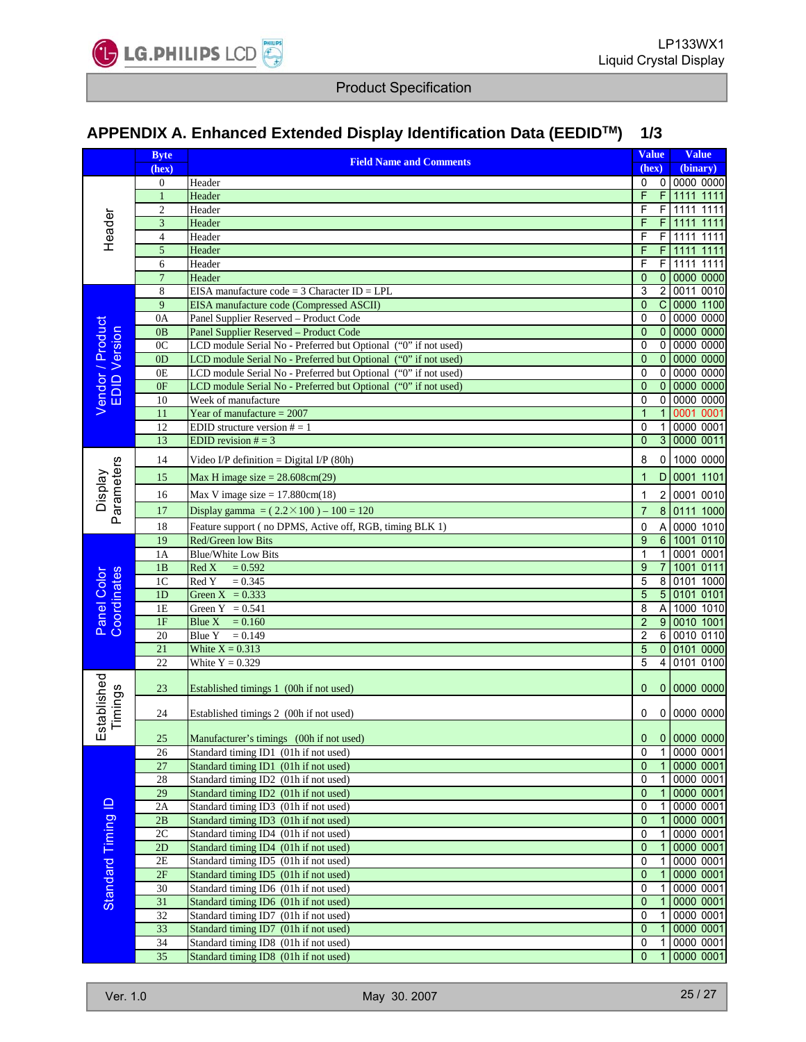## APPENDIX A. Enhanced Extended Display Identification Data (EEDID™) 1/3

| | Byte (hex) | Field Name and Comments | Value (hex) | Value (binary) |
|---|---|---|---|---|
| Header | 0 | Header | 00 | 0000 0000 |
| | 1 | Header | FF | 1111 1111 |
| | 2 | Header | FF | 1111 1111 |
| | 3 | Header | FF | 1111 1111 |
| | 4 | Header | FF | 1111 1111 |
| | 5 | Header | FF | 1111 1111 |
| | 6 | Header | FF | 1111 1111 |
| | 7 | Header | 00 | 0000 0000 |
| Vendor / Product EDID Version | 8 | EISA manufacture code = 3 Character ID = LPL | 32 | 0011 0010 |
| | 9 | EISA manufacture code (Compressed ASCII) | 0C | 0000 1100 |
| | 0A | Panel Supplier Reserved – Product Code | 00 | 0000 0000 |
| | 0B | Panel Supplier Reserved – Product Code | 00 | 0000 0000 |
| | 0C | LCD module Serial No - Preferred but Optional ("0" if not used) | 00 | 0000 0000 |
| | 0D | LCD module Serial No - Preferred but Optional ("0" if not used) | 00 | 0000 0000 |
| | 0E | LCD module Serial No - Preferred but Optional ("0" if not used) | 00 | 0000 0000 |
| | 0F | LCD module Serial No - Preferred but Optional ("0" if not used) | 00 | 0000 0000 |
| | 10 | Week of manufacture | 00 | 0000 0000 |
| | 11 | Year of manufacture = 2007 | 11 | 0001 0001 |
| | 12 | EDID structure version # = 1 | 01 | 0000 0001 |
| | 13 | EDID revision # = 3 | 03 | 0000 0011 |
| Display Parameters | 14 | Video I/P definition = Digital I/P (80h) | 80 | 1000 0000 |
| | 15 | Max H image size = 28.608cm(29) | 1D | 0001 1101 |
| | 16 | Max V image size = 17.880cm(18) | 12 | 0001 0010 |
| | 17 | Display gamma = ( 2.2×100 ) – 100 = 120 | 78 | 0111 1000 |
| | 18 | Feature support ( no DPMS, Active off, RGB, timing BLK 1) | 0A | 0000 1010 |
| Panel Color Coordinates | 19 | Red/Green low Bits | 96 | 1001 0110 |
| | 1A | Blue/White Low Bits | 11 | 0001 0001 |
| | 1B | Red X = 0.592 | 97 | 1001 0111 |
| | 1C | Red Y = 0.345 | 58 | 0101 1000 |
| | 1D | Green X = 0.333 | 55 | 0101 0101 |
| | 1E | Green Y = 0.541 | 8A | 1000 1010 |
| | 1F | Blue X = 0.160 | 29 | 0010 1001 |
| | 20 | Blue Y = 0.149 | 26 | 0010 0110 |
| | 21 | White X = 0.313 | 50 | 0101 0000 |
| | 22 | White Y = 0.329 | 54 | 0101 0100 |
| Established Timings | 23 | Established timings 1 (00h if not used) | 00 | 0000 0000 |
| | 24 | Established timings 2 (00h if not used) | 00 | 0000 0000 |
| | 25 | Manufacturer's timings (00h if not used) | 00 | 0000 0000 |
| Standard Timing ID | 26 | Standard timing ID1 (01h if not used) | 01 | 0000 0001 |
| | 27 | Standard timing ID1 (01h if not used) | 01 | 0000 0001 |
| | 28 | Standard timing ID2 (01h if not used) | 01 | 0000 0001 |
| | 29 | Standard timing ID2 (01h if not used) | 01 | 0000 0001 |
| | 2A | Standard timing ID3 (01h if not used) | 01 | 0000 0001 |
| | 2B | Standard timing ID3 (01h if not used) | 01 | 0000 0001 |
| | 2C | Standard timing ID4 (01h if not used) | 01 | 0000 0001 |
| | 2D | Standard timing ID4 (01h if not used) | 01 | 0000 0001 |
| | 2E | Standard timing ID5 (01h if not used) | 01 | 0000 0001 |
| | 2F | Standard timing ID5 (01h if not used) | 01 | 0000 0001 |
| | 30 | Standard timing ID6 (01h if not used) | 01 | 0000 0001 |
| | 31 | Standard timing ID6 (01h if not used) | 01 | 0000 0001 |
| | 32 | Standard timing ID7 (01h if not used) | 01 | 0000 0001 |
| | 33 | Standard timing ID7 (01h if not used) | 01 | 0000 0001 |
| | 34 | Standard timing ID8 (01h if not used) | 01 | 0000 0001 |
| | 35 | Standard timing ID8 (01h if not used) | 01 | 0000 0001 |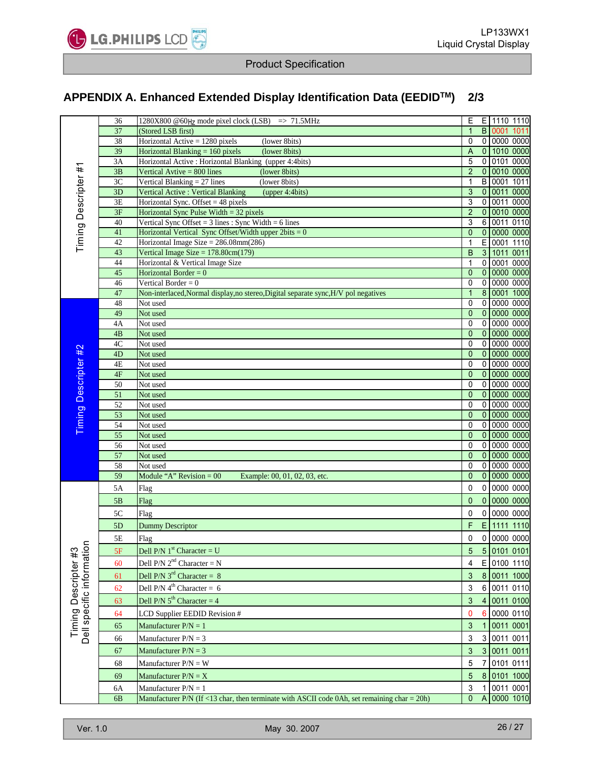## APPENDIX A. Enhanced Extended Display Identification Data (EEDIDTM)    2/3

| Section | Address | Description | Hex | | Binary |
|---|---|---|---|---|---|
| Timing Descripter #1 | 36 | 1280X800 @60Hz mode pixel clock (LSB)   => 71.5MHz | E | E | 1110 1110 |
| | 37 | (Stored LSB first) | 1 | B | 0001 1011 |
| | 38 | Horizontal Active = 1280 pixels (lower 8bits) | 0 | 0 | 0000 0000 |
| | 39 | Horizontal Blanking = 160 pixels (lower 8bits) | A | 0 | 1010 0000 |
| | 3A | Horizontal Active : Horizontal Blanking (upper 4:4bits) | 5 | 0 | 0101 0000 |
| | 3B | Vertical Avtive = 800 lines (lower 8bits) | 2 | 0 | 0010 0000 |
| | 3C | Vertical Blanking = 27 lines (lower 8bits) | 1 | B | 0001 1011 |
| | 3D | Vertical Active : Vertical Blanking (upper 4:4bits) | 3 | 0 | 0011 0000 |
| | 3E | Horizontal Sync. Offset = 48 pixels | 3 | 0 | 0011 0000 |
| | 3F | Horizontal Sync Pulse Width = 32 pixels | 2 | 0 | 0010 0000 |
| | 40 | Vertical Sync Offset = 3 lines : Sync Width = 6 lines | 3 | 6 | 0011 0110 |
| | 41 | Horizontal Vertical Sync Offset/Width upper 2bits = 0 | 0 | 0 | 0000 0000 |
| | 42 | Horizontal Image Size = 286.08mm(286) | 1 | E | 0001 1110 |
| | 43 | Vertical Image Size = 178.80cm(179) | B | 3 | 1011 0011 |
| | 44 | Horizontal & Vertical Image Size | 1 | 0 | 0001 0000 |
| | 45 | Horizontal Border = 0 | 0 | 0 | 0000 0000 |
| | 46 | Vertical Border = 0 | 0 | 0 | 0000 0000 |
| | 47 | Non-interlaced,Normal display,no stereo,Digital separate sync,H/V pol negatives | 1 | 8 | 0001 1000 |
| Timing Descripter #2 | 48 | Not used | 0 | 0 | 0000 0000 |
| | 49 | Not used | 0 | 0 | 0000 0000 |
| | 4A | Not used | 0 | 0 | 0000 0000 |
| | 4B | Not used | 0 | 0 | 0000 0000 |
| | 4C | Not used | 0 | 0 | 0000 0000 |
| | 4D | Not used | 0 | 0 | 0000 0000 |
| | 4E | Not used | 0 | 0 | 0000 0000 |
| | 4F | Not used | 0 | 0 | 0000 0000 |
| | 50 | Not used | 0 | 0 | 0000 0000 |
| | 51 | Not used | 0 | 0 | 0000 0000 |
| | 52 | Not used | 0 | 0 | 0000 0000 |
| | 53 | Not used | 0 | 0 | 0000 0000 |
| | 54 | Not used | 0 | 0 | 0000 0000 |
| | 55 | Not used | 0 | 0 | 0000 0000 |
| | 56 | Not used | 0 | 0 | 0000 0000 |
| | 57 | Not used | 0 | 0 | 0000 0000 |
| | 58 | Not used | 0 | 0 | 0000 0000 |
| | 59 | Module "A" Revision = 00    Example: 00, 01, 02, 03, etc. | 0 | 0 | 0000 0000 |
| Timing Descripter #3 Dell specific information | 5A | Flag | 0 | 0 | 0000 0000 |
| | 5B | Flag | 0 | 0 | 0000 0000 |
| | 5C | Flag | 0 | 0 | 0000 0000 |
| | 5D | Dummy Descriptor | F | E | 1111 1110 |
| | 5E | Flag | 0 | 0 | 0000 0000 |
| | 5F | Dell P/N 1st Character = U | 5 | 5 | 0101 0101 |
| | 60 | Dell P/N 2nd Character = N | 4 | E | 0100 1110 |
| | 61 | Dell P/N 3rd Character = 8 | 3 | 8 | 0011 1000 |
| | 62 | Dell P/N 4th Character = 6 | 3 | 6 | 0011 0110 |
| | 63 | Dell P/N 5th Character = 4 | 3 | 4 | 0011 0100 |
| | 64 | LCD Supplier EEDID Revision # | 0 | 6 | 0000 0110 |
| | 65 | Manufacturer P/N = 1 | 3 | 1 | 0011 0001 |
| | 66 | Manufacturer P/N = 3 | 3 | 3 | 0011 0011 |
| | 67 | Manufacturer P/N = 3 | 3 | 3 | 0011 0011 |
| | 68 | Manufacturer P/N = W | 5 | 7 | 0101 0111 |
| | 69 | Manufacturer P/N = X | 5 | 8 | 0101 1000 |
| | 6A | Manufacturer P/N = 1 | 3 | 1 | 0011 0001 |
| | 6B | Manufacturer P/N (If <13 char, then terminate with ASCII code 0Ah, set remaining char = 20h) | 0 | A | 0000 1010 |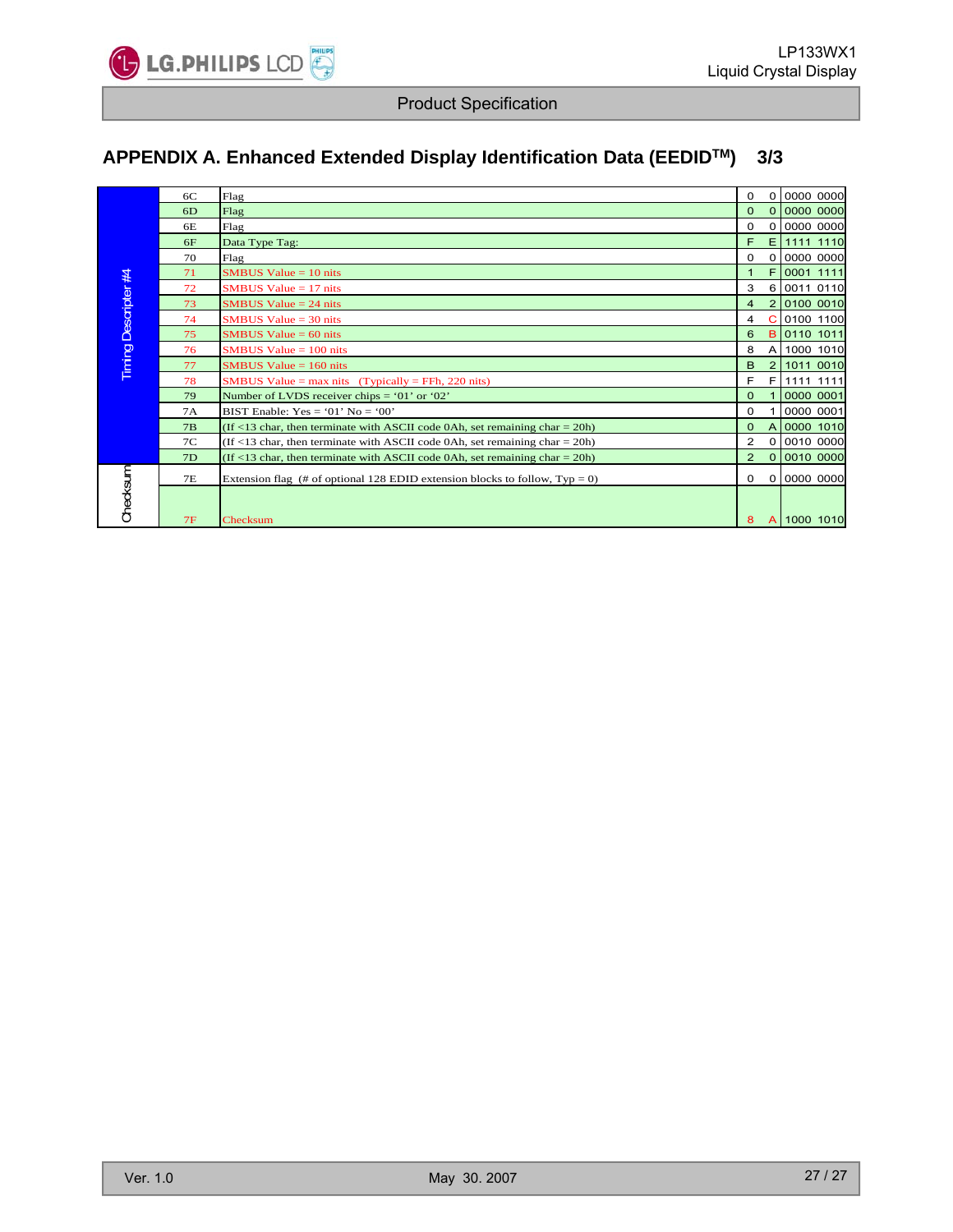## APPENDIX A. Enhanced Extended Display Identification Data (EEDID$^{TM}$) 3/3

| | | | | | |
|---|---|---|---|---|---|
| Timing Descripter #4 | 6C | Flag | 0 | 0 | 0000 0000 |
| | 6D | Flag | 0 | 0 | 0000 0000 |
| | 6E | Flag | 0 | 0 | 0000 0000 |
| | 6F | Data Type Tag: | F | E | 1111 1110 |
| | 70 | Flag | 0 | 0 | 0000 0000 |
| | 71 | SMBUS Value = 10 nits | 1 | F | 0001 1111 |
| | 72 | SMBUS Value = 17 nits | 3 | 6 | 0011 0110 |
| | 73 | SMBUS Value = 24 nits | 4 | 2 | 0100 0010 |
| | 74 | SMBUS Value = 30 nits | 4 | C | 0100 1100 |
| | 75 | SMBUS Value = 60 nits | 6 | B | 0110 1011 |
| | 76 | SMBUS Value = 100 nits | 8 | A | 1000 1010 |
| | 77 | SMBUS Value = 160 nits | B | 2 | 1011 0010 |
| | 78 | SMBUS Value = max nits (Typically = FFh, 220 nits) | F | F | 1111 1111 |
| | 79 | Number of LVDS receiver chips = '01' or '02' | 0 | 1 | 0000 0001 |
| | 7A | BIST Enable: Yes = '01' No = '00' | 0 | 1 | 0000 0001 |
| | 7B | (If <13 char, then terminate with ASCII code 0Ah, set remaining char = 20h) | 0 | A | 0000 1010 |
| | 7C | (If <13 char, then terminate with ASCII code 0Ah, set remaining char = 20h) | 2 | 0 | 0010 0000 |
| | 7D | (If <13 char, then terminate with ASCII code 0Ah, set remaining char = 20h) | 2 | 0 | 0010 0000 |
| Checksum | 7E | Extension flag (# of optional 128 EDID extension blocks to follow, Typ = 0) | 0 | 0 | 0000 0000 |
| | 7F | Checksum | 8 | A | 1000 1010 |